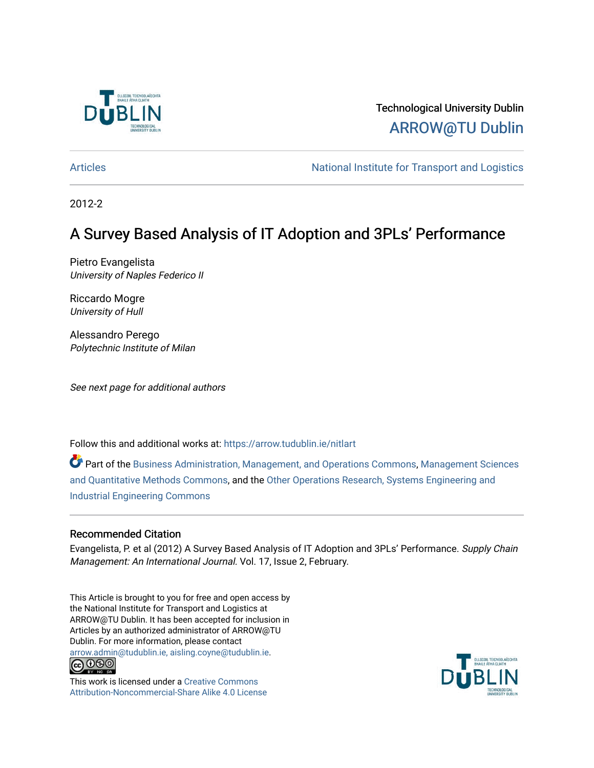Technological University Dublin

ARROW@TU Dublin

Articles | National Institute for Transport and Logistics

2012-2

# A Survey Based Analysis of IT Adoption and 3PLs' Performance

Pietro Evangelista
*University of Naples Federico II*

Riccardo Mogre
*University of Hull*

Alessandro Perego
*Polytechnic Institute of Milan*

*See next page for additional authors*

Follow this and additional works at: https://arrow.tudublin.ie/nitlart

Part of the Business Administration, Management, and Operations Commons, Management Sciences and Quantitative Methods Commons, and the Other Operations Research, Systems Engineering and Industrial Engineering Commons

## Recommended Citation

Evangelista, P. et al (2012) A Survey Based Analysis of IT Adoption and 3PLs' Performance. *Supply Chain Management: An International Journal.* Vol. 17, Issue 2, February.

This Article is brought to you for free and open access by the National Institute for Transport and Logistics at ARROW@TU Dublin. It has been accepted for inclusion in Articles by an authorized administrator of ARROW@TU Dublin. For more information, please contact arrow.admin@tudublin.ie, aisling.coyne@tudublin.ie.

This work is licensed under a Creative Commons Attribution-Noncommercial-Share Alike 4.0 License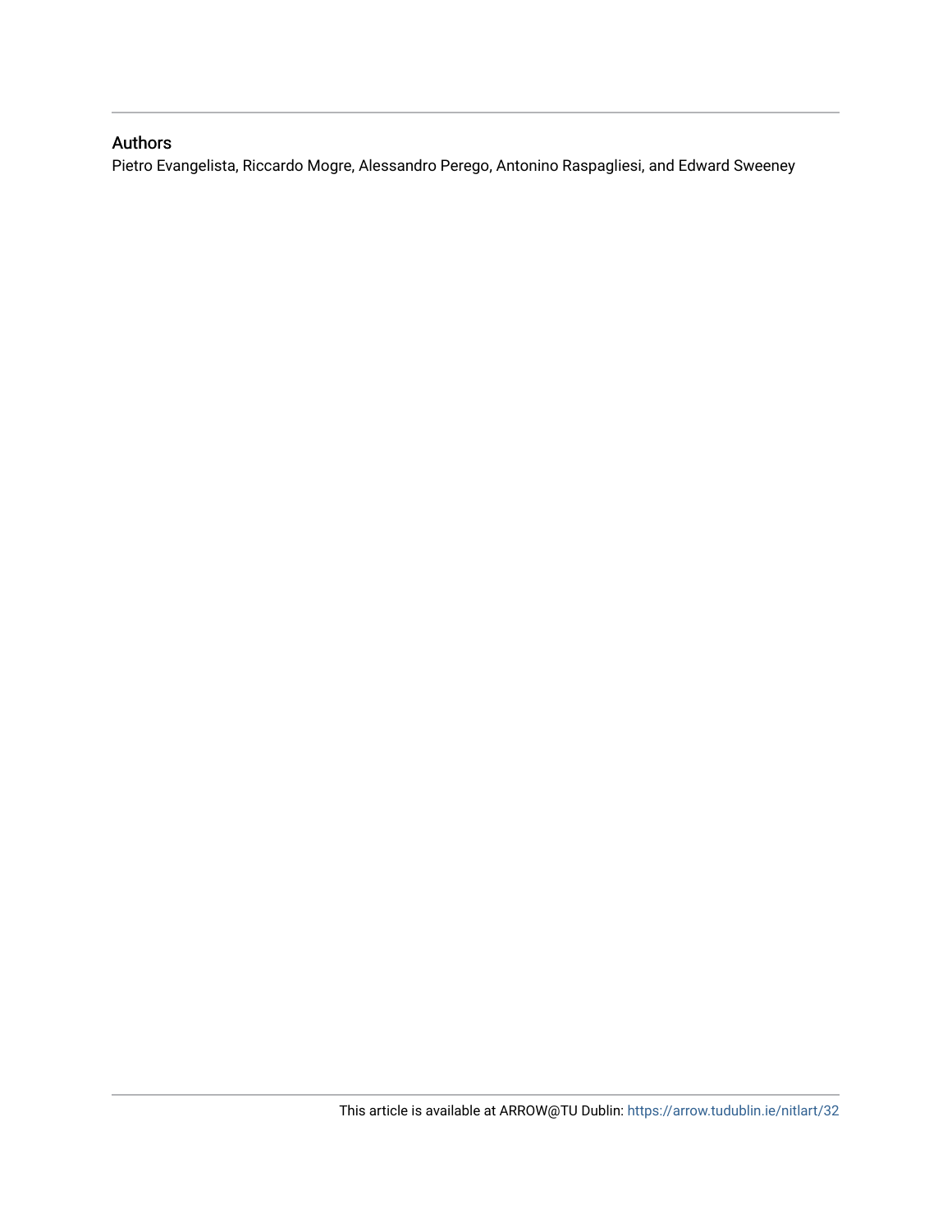## Authors

Pietro Evangelista, Riccardo Mogre, Alessandro Perego, Antonino Raspagliesi, and Edward Sweeney

This article is available at ARROW@TU Dublin: https://arrow.tudublin.ie/nitlart/32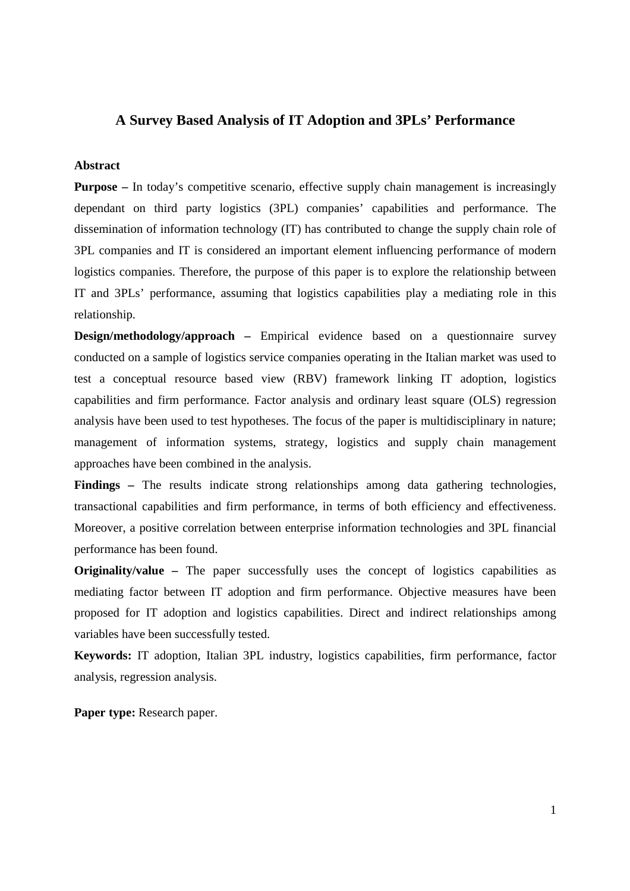# A Survey Based Analysis of IT Adoption and 3PLs' Performance

## Abstract

**Purpose –** In today's competitive scenario, effective supply chain management is increasingly dependant on third party logistics (3PL) companies' capabilities and performance. The dissemination of information technology (IT) has contributed to change the supply chain role of 3PL companies and IT is considered an important element influencing performance of modern logistics companies. Therefore, the purpose of this paper is to explore the relationship between IT and 3PLs' performance, assuming that logistics capabilities play a mediating role in this relationship.

**Design/methodology/approach –** Empirical evidence based on a questionnaire survey conducted on a sample of logistics service companies operating in the Italian market was used to test a conceptual resource based view (RBV) framework linking IT adoption, logistics capabilities and firm performance. Factor analysis and ordinary least square (OLS) regression analysis have been used to test hypotheses. The focus of the paper is multidisciplinary in nature; management of information systems, strategy, logistics and supply chain management approaches have been combined in the analysis.

**Findings –** The results indicate strong relationships among data gathering technologies, transactional capabilities and firm performance, in terms of both efficiency and effectiveness. Moreover, a positive correlation between enterprise information technologies and 3PL financial performance has been found.

**Originality/value –** The paper successfully uses the concept of logistics capabilities as mediating factor between IT adoption and firm performance. Objective measures have been proposed for IT adoption and logistics capabilities. Direct and indirect relationships among variables have been successfully tested.

**Keywords:** IT adoption, Italian 3PL industry, logistics capabilities, firm performance, factor analysis, regression analysis.

**Paper type:** Research paper.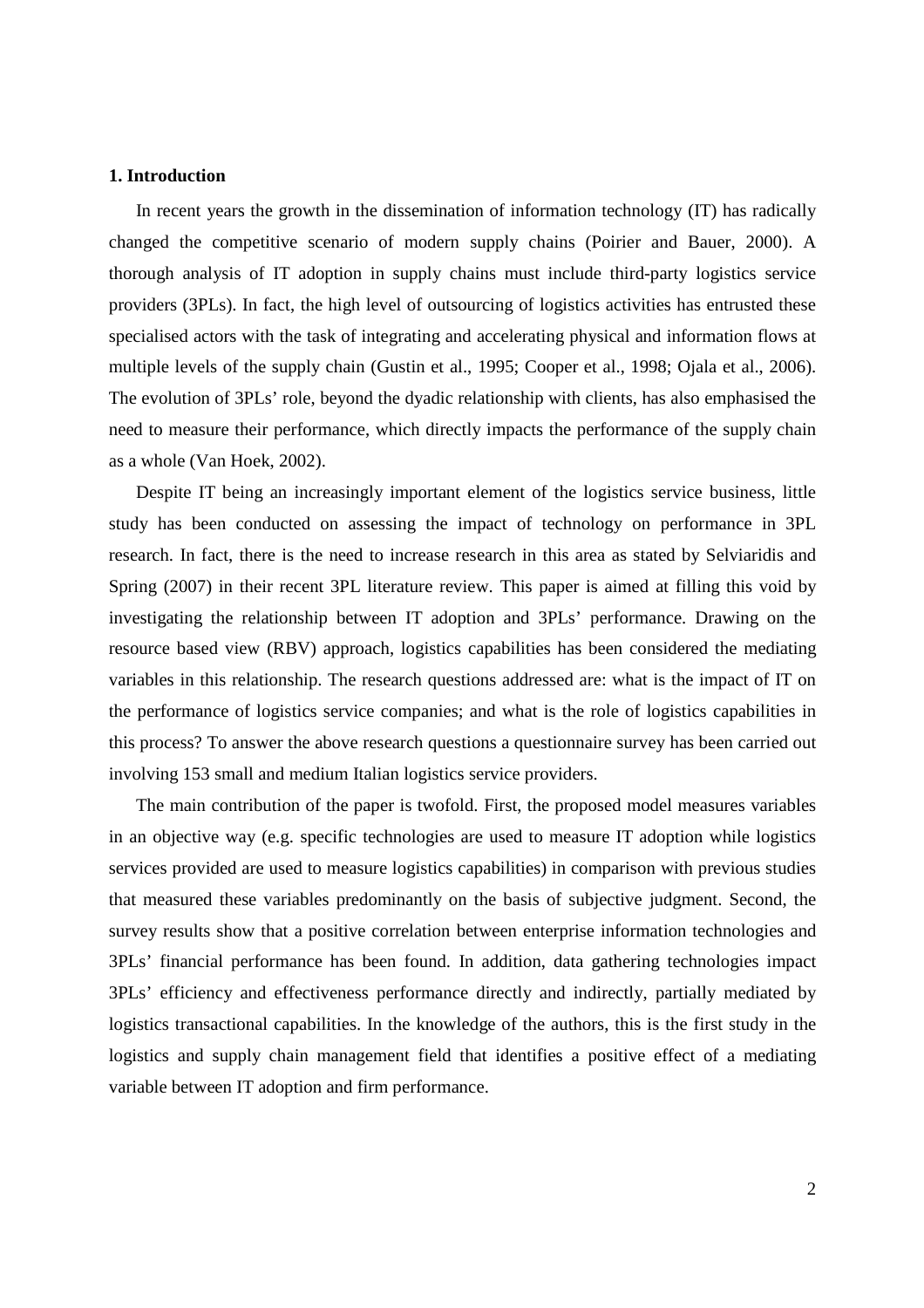## 1. Introduction

In recent years the growth in the dissemination of information technology (IT) has radically changed the competitive scenario of modern supply chains (Poirier and Bauer, 2000). A thorough analysis of IT adoption in supply chains must include third-party logistics service providers (3PLs). In fact, the high level of outsourcing of logistics activities has entrusted these specialised actors with the task of integrating and accelerating physical and information flows at multiple levels of the supply chain (Gustin et al., 1995; Cooper et al., 1998; Ojala et al., 2006). The evolution of 3PLs' role, beyond the dyadic relationship with clients, has also emphasised the need to measure their performance, which directly impacts the performance of the supply chain as a whole (Van Hoek, 2002).

Despite IT being an increasingly important element of the logistics service business, little study has been conducted on assessing the impact of technology on performance in 3PL research. In fact, there is the need to increase research in this area as stated by Selviaridis and Spring (2007) in their recent 3PL literature review. This paper is aimed at filling this void by investigating the relationship between IT adoption and 3PLs' performance. Drawing on the resource based view (RBV) approach, logistics capabilities has been considered the mediating variables in this relationship. The research questions addressed are: what is the impact of IT on the performance of logistics service companies; and what is the role of logistics capabilities in this process? To answer the above research questions a questionnaire survey has been carried out involving 153 small and medium Italian logistics service providers.

The main contribution of the paper is twofold. First, the proposed model measures variables in an objective way (e.g. specific technologies are used to measure IT adoption while logistics services provided are used to measure logistics capabilities) in comparison with previous studies that measured these variables predominantly on the basis of subjective judgment. Second, the survey results show that a positive correlation between enterprise information technologies and 3PLs' financial performance has been found. In addition, data gathering technologies impact 3PLs' efficiency and effectiveness performance directly and indirectly, partially mediated by logistics transactional capabilities. In the knowledge of the authors, this is the first study in the logistics and supply chain management field that identifies a positive effect of a mediating variable between IT adoption and firm performance.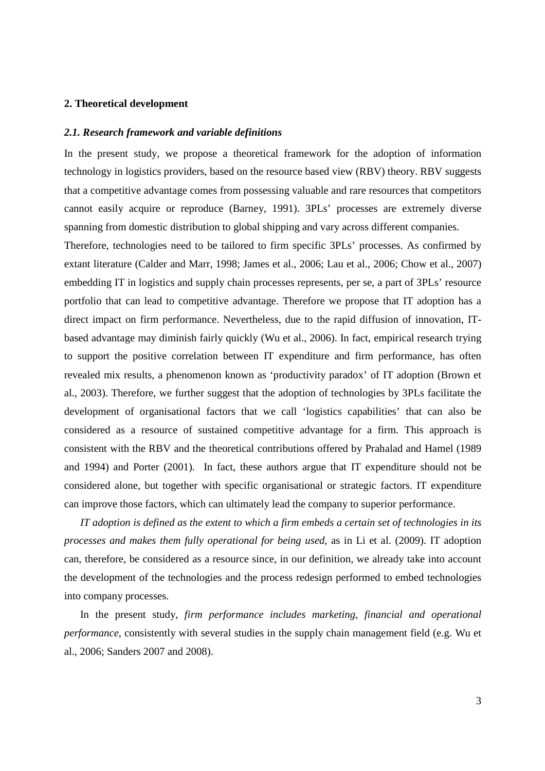## 2. Theoretical development

### *2.1. Research framework and variable definitions*

In the present study, we propose a theoretical framework for the adoption of information technology in logistics providers, based on the resource based view (RBV) theory. RBV suggests that a competitive advantage comes from possessing valuable and rare resources that competitors cannot easily acquire or reproduce (Barney, 1991). 3PLs' processes are extremely diverse spanning from domestic distribution to global shipping and vary across different companies. Therefore, technologies need to be tailored to firm specific 3PLs' processes. As confirmed by extant literature (Calder and Marr, 1998; James et al., 2006; Lau et al., 2006; Chow et al., 2007) embedding IT in logistics and supply chain processes represents, per se, a part of 3PLs' resource portfolio that can lead to competitive advantage. Therefore we propose that IT adoption has a direct impact on firm performance. Nevertheless, due to the rapid diffusion of innovation, IT-based advantage may diminish fairly quickly (Wu et al., 2006). In fact, empirical research trying to support the positive correlation between IT expenditure and firm performance, has often revealed mix results, a phenomenon known as 'productivity paradox' of IT adoption (Brown et al., 2003). Therefore, we further suggest that the adoption of technologies by 3PLs facilitate the development of organisational factors that we call 'logistics capabilities' that can also be considered as a resource of sustained competitive advantage for a firm. This approach is consistent with the RBV and the theoretical contributions offered by Prahalad and Hamel (1989 and 1994) and Porter (2001). In fact, these authors argue that IT expenditure should not be considered alone, but together with specific organisational or strategic factors. IT expenditure can improve those factors, which can ultimately lead the company to superior performance.

*IT adoption is defined as the extent to which a firm embeds a certain set of technologies in its processes and makes them fully operational for being used*, as in Li et al. (2009). IT adoption can, therefore, be considered as a resource since, in our definition, we already take into account the development of the technologies and the process redesign performed to embed technologies into company processes.

In the present study, *firm performance includes marketing, financial and operational performance,* consistently with several studies in the supply chain management field (e.g. Wu et al., 2006; Sanders 2007 and 2008).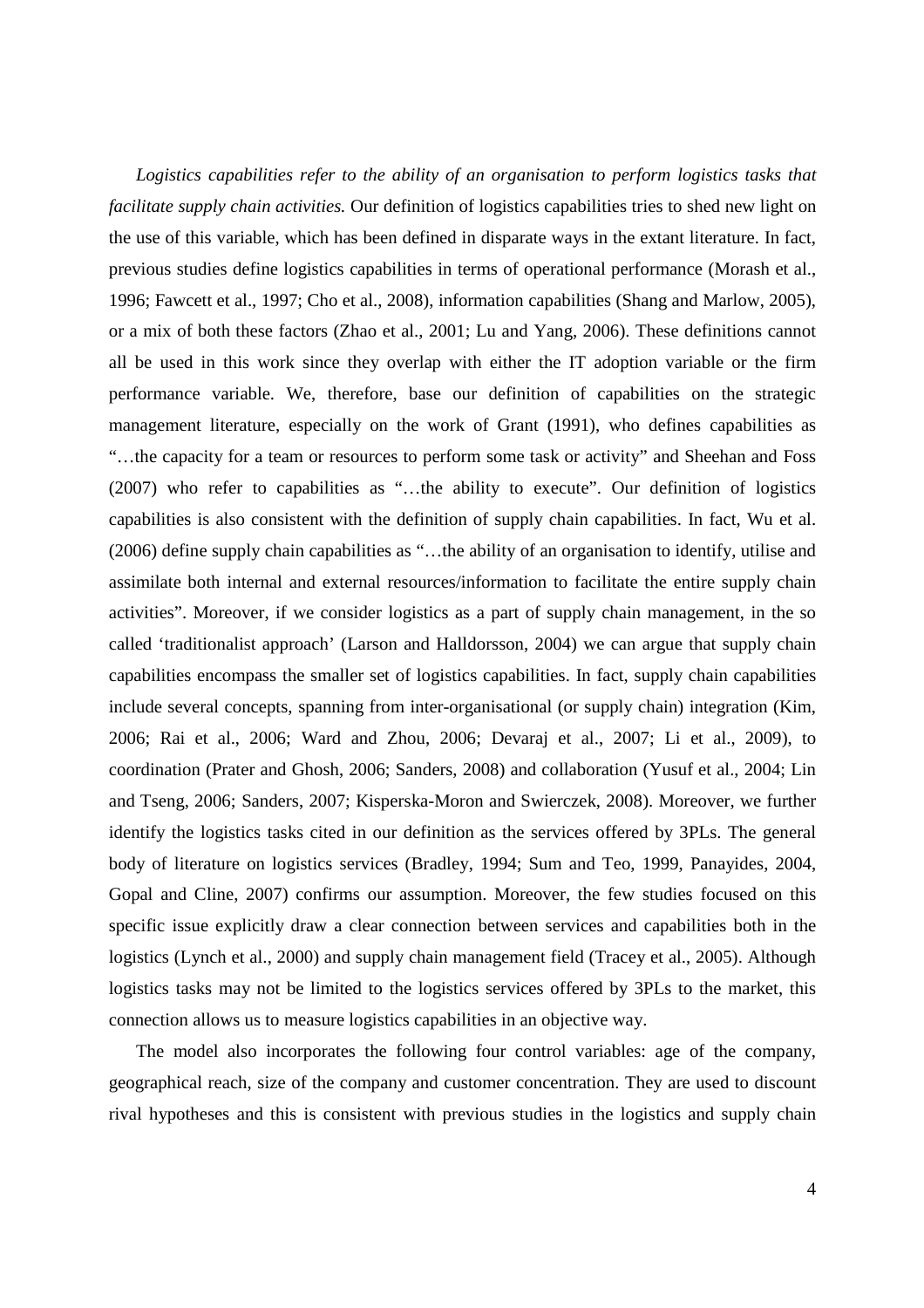*Logistics capabilities refer to the ability of an organisation to perform logistics tasks that facilitate supply chain activities.* Our definition of logistics capabilities tries to shed new light on the use of this variable, which has been defined in disparate ways in the extant literature. In fact, previous studies define logistics capabilities in terms of operational performance (Morash et al., 1996; Fawcett et al., 1997; Cho et al., 2008), information capabilities (Shang and Marlow, 2005), or a mix of both these factors (Zhao et al., 2001; Lu and Yang, 2006). These definitions cannot all be used in this work since they overlap with either the IT adoption variable or the firm performance variable. We, therefore, base our definition of capabilities on the strategic management literature, especially on the work of Grant (1991), who defines capabilities as "…the capacity for a team or resources to perform some task or activity" and Sheehan and Foss (2007) who refer to capabilities as "…the ability to execute". Our definition of logistics capabilities is also consistent with the definition of supply chain capabilities. In fact, Wu et al. (2006) define supply chain capabilities as "…the ability of an organisation to identify, utilise and assimilate both internal and external resources/information to facilitate the entire supply chain activities". Moreover, if we consider logistics as a part of supply chain management, in the so called 'traditionalist approach' (Larson and Halldorsson, 2004) we can argue that supply chain capabilities encompass the smaller set of logistics capabilities. In fact, supply chain capabilities include several concepts, spanning from inter-organisational (or supply chain) integration (Kim, 2006; Rai et al., 2006; Ward and Zhou, 2006; Devaraj et al., 2007; Li et al., 2009), to coordination (Prater and Ghosh, 2006; Sanders, 2008) and collaboration (Yusuf et al., 2004; Lin and Tseng, 2006; Sanders, 2007; Kisperska-Moron and Swierczek, 2008). Moreover, we further identify the logistics tasks cited in our definition as the services offered by 3PLs. The general body of literature on logistics services (Bradley, 1994; Sum and Teo, 1999, Panayides, 2004, Gopal and Cline, 2007) confirms our assumption. Moreover, the few studies focused on this specific issue explicitly draw a clear connection between services and capabilities both in the logistics (Lynch et al., 2000) and supply chain management field (Tracey et al., 2005). Although logistics tasks may not be limited to the logistics services offered by 3PLs to the market, this connection allows us to measure logistics capabilities in an objective way.

The model also incorporates the following four control variables: age of the company, geographical reach, size of the company and customer concentration. They are used to discount rival hypotheses and this is consistent with previous studies in the logistics and supply chain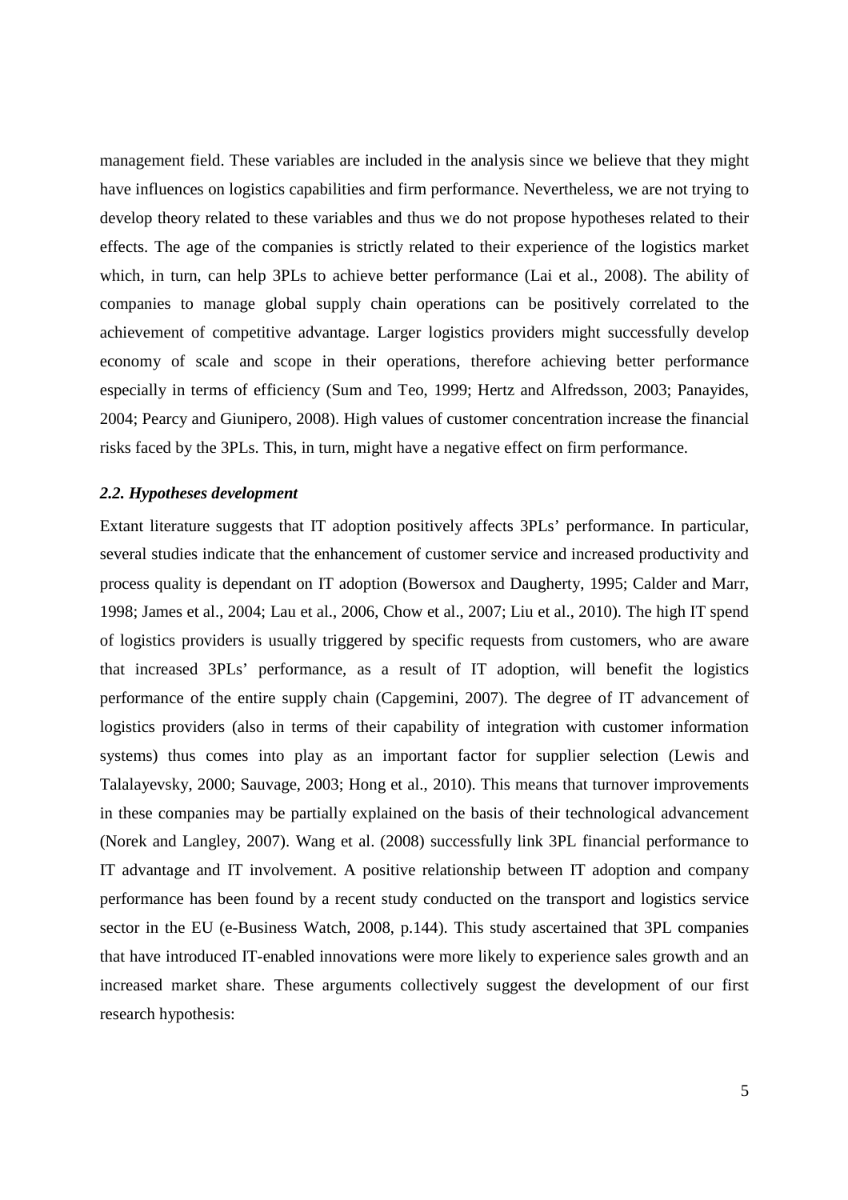management field. These variables are included in the analysis since we believe that they might have influences on logistics capabilities and firm performance. Nevertheless, we are not trying to develop theory related to these variables and thus we do not propose hypotheses related to their effects. The age of the companies is strictly related to their experience of the logistics market which, in turn, can help 3PLs to achieve better performance (Lai et al., 2008). The ability of companies to manage global supply chain operations can be positively correlated to the achievement of competitive advantage. Larger logistics providers might successfully develop economy of scale and scope in their operations, therefore achieving better performance especially in terms of efficiency (Sum and Teo, 1999; Hertz and Alfredsson, 2003; Panayides, 2004; Pearcy and Giunipero, 2008). High values of customer concentration increase the financial risks faced by the 3PLs. This, in turn, might have a negative effect on firm performance.

### *2.2. Hypotheses development*

Extant literature suggests that IT adoption positively affects 3PLs' performance. In particular, several studies indicate that the enhancement of customer service and increased productivity and process quality is dependant on IT adoption (Bowersox and Daugherty, 1995; Calder and Marr, 1998; James et al., 2004; Lau et al., 2006, Chow et al., 2007; Liu et al., 2010). The high IT spend of logistics providers is usually triggered by specific requests from customers, who are aware that increased 3PLs' performance, as a result of IT adoption, will benefit the logistics performance of the entire supply chain (Capgemini, 2007). The degree of IT advancement of logistics providers (also in terms of their capability of integration with customer information systems) thus comes into play as an important factor for supplier selection (Lewis and Talalayevsky, 2000; Sauvage, 2003; Hong et al., 2010). This means that turnover improvements in these companies may be partially explained on the basis of their technological advancement (Norek and Langley, 2007). Wang et al. (2008) successfully link 3PL financial performance to IT advantage and IT involvement. A positive relationship between IT adoption and company performance has been found by a recent study conducted on the transport and logistics service sector in the EU (e-Business Watch, 2008, p.144). This study ascertained that 3PL companies that have introduced IT-enabled innovations were more likely to experience sales growth and an increased market share. These arguments collectively suggest the development of our first research hypothesis: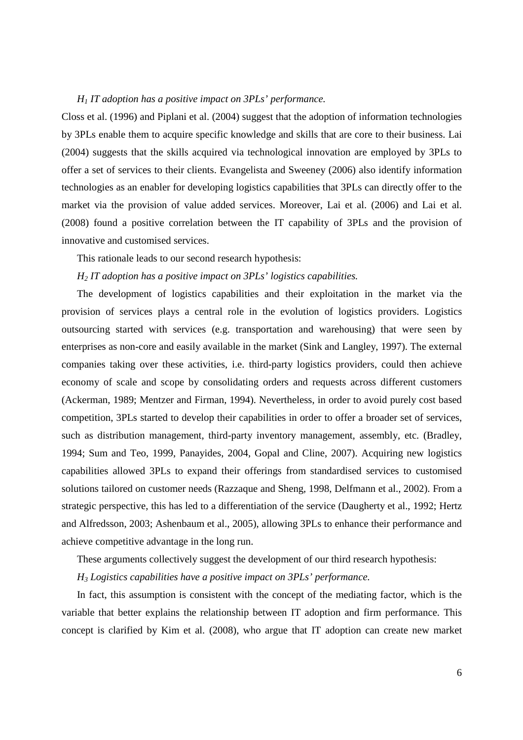*$H_1$ IT adoption has a positive impact on 3PLs' performance.*

Closs et al. (1996) and Piplani et al. (2004) suggest that the adoption of information technologies by 3PLs enable them to acquire specific knowledge and skills that are core to their business. Lai (2004) suggests that the skills acquired via technological innovation are employed by 3PLs to offer a set of services to their clients. Evangelista and Sweeney (2006) also identify information technologies as an enabler for developing logistics capabilities that 3PLs can directly offer to the market via the provision of value added services. Moreover, Lai et al. (2006) and Lai et al. (2008) found a positive correlation between the IT capability of 3PLs and the provision of innovative and customised services.

This rationale leads to our second research hypothesis:

*$H_2$ IT adoption has a positive impact on 3PLs' logistics capabilities.*

The development of logistics capabilities and their exploitation in the market via the provision of services plays a central role in the evolution of logistics providers. Logistics outsourcing started with services (e.g. transportation and warehousing) that were seen by enterprises as non-core and easily available in the market (Sink and Langley, 1997). The external companies taking over these activities, i.e. third-party logistics providers, could then achieve economy of scale and scope by consolidating orders and requests across different customers (Ackerman, 1989; Mentzer and Firman, 1994). Nevertheless, in order to avoid purely cost based competition, 3PLs started to develop their capabilities in order to offer a broader set of services, such as distribution management, third-party inventory management, assembly, etc. (Bradley, 1994; Sum and Teo, 1999, Panayides, 2004, Gopal and Cline, 2007). Acquiring new logistics capabilities allowed 3PLs to expand their offerings from standardised services to customised solutions tailored on customer needs (Razzaque and Sheng, 1998, Delfmann et al., 2002). From a strategic perspective, this has led to a differentiation of the service (Daugherty et al., 1992; Hertz and Alfredsson, 2003; Ashenbaum et al., 2005), allowing 3PLs to enhance their performance and achieve competitive advantage in the long run.

These arguments collectively suggest the development of our third research hypothesis:

*$H_3$ Logistics capabilities have a positive impact on 3PLs' performance.*

In fact, this assumption is consistent with the concept of the mediating factor, which is the variable that better explains the relationship between IT adoption and firm performance. This concept is clarified by Kim et al. (2008), who argue that IT adoption can create new market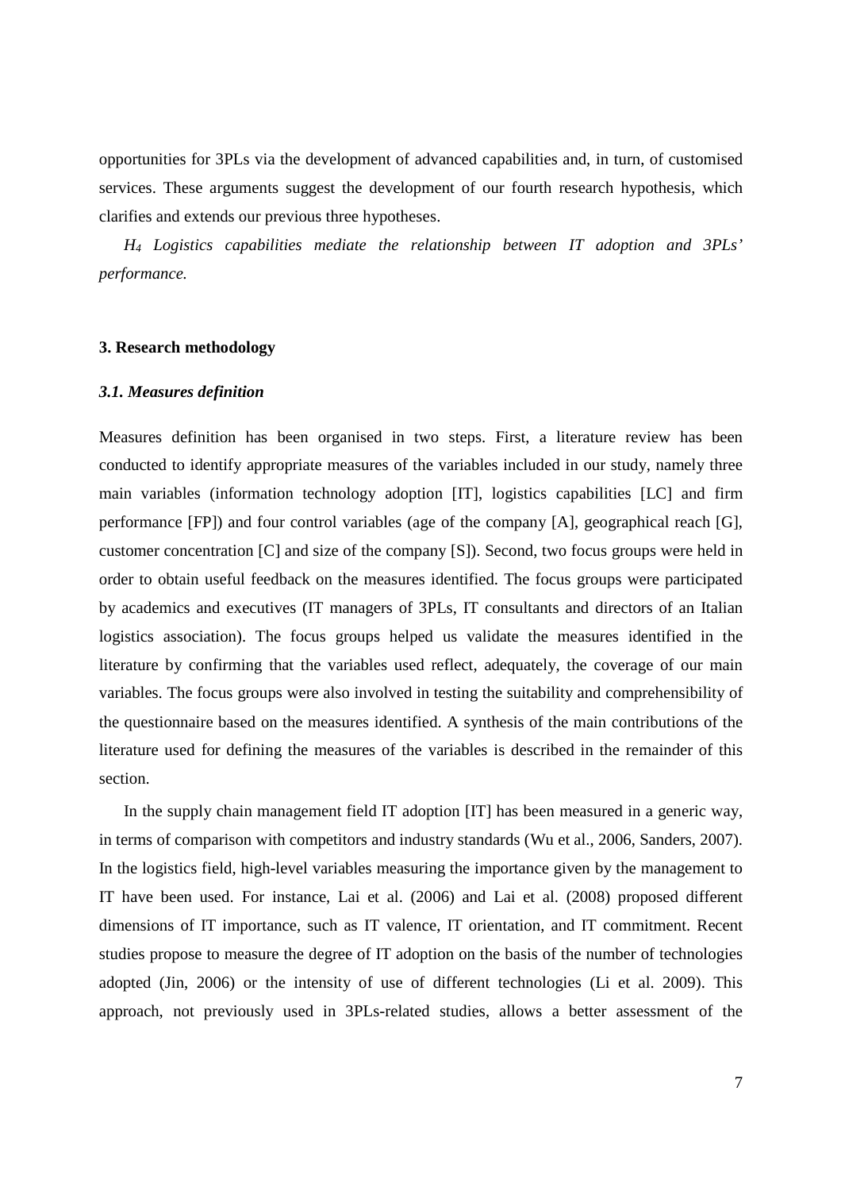opportunities for 3PLs via the development of advanced capabilities and, in turn, of customised services. These arguments suggest the development of our fourth research hypothesis, which clarifies and extends our previous three hypotheses.

*$H_4$ Logistics capabilities mediate the relationship between IT adoption and 3PLs' performance.*

## 3. Research methodology

### *3.1. Measures definition*

Measures definition has been organised in two steps. First, a literature review has been conducted to identify appropriate measures of the variables included in our study, namely three main variables (information technology adoption [IT], logistics capabilities [LC] and firm performance [FP]) and four control variables (age of the company [A], geographical reach [G], customer concentration [C] and size of the company [S]). Second, two focus groups were held in order to obtain useful feedback on the measures identified. The focus groups were participated by academics and executives (IT managers of 3PLs, IT consultants and directors of an Italian logistics association). The focus groups helped us validate the measures identified in the literature by confirming that the variables used reflect, adequately, the coverage of our main variables. The focus groups were also involved in testing the suitability and comprehensibility of the questionnaire based on the measures identified. A synthesis of the main contributions of the literature used for defining the measures of the variables is described in the remainder of this section.

In the supply chain management field IT adoption [IT] has been measured in a generic way, in terms of comparison with competitors and industry standards (Wu et al., 2006, Sanders, 2007). In the logistics field, high-level variables measuring the importance given by the management to IT have been used. For instance, Lai et al. (2006) and Lai et al. (2008) proposed different dimensions of IT importance, such as IT valence, IT orientation, and IT commitment. Recent studies propose to measure the degree of IT adoption on the basis of the number of technologies adopted (Jin, 2006) or the intensity of use of different technologies (Li et al. 2009). This approach, not previously used in 3PLs-related studies, allows a better assessment of the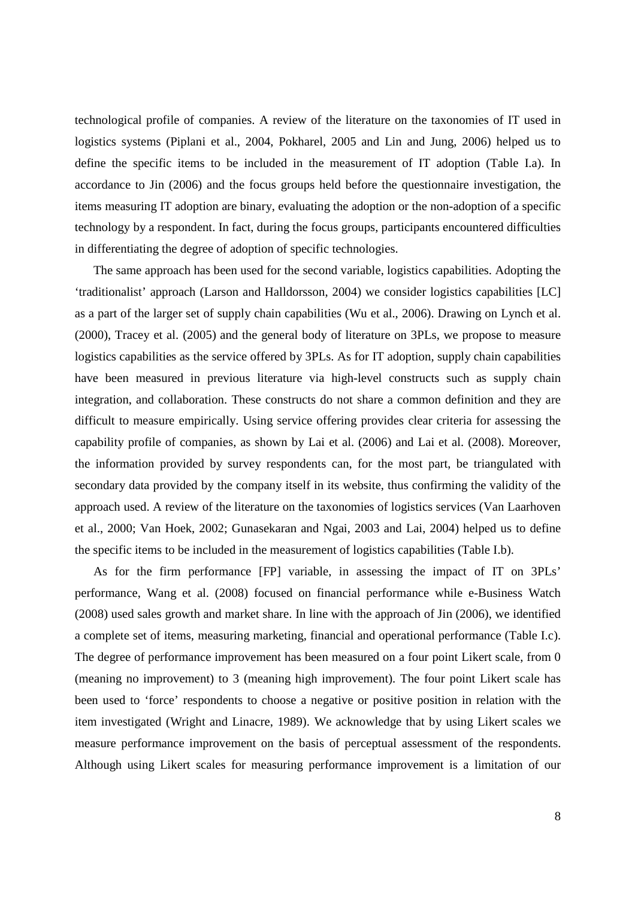technological profile of companies. A review of the literature on the taxonomies of IT used in logistics systems (Piplani et al., 2004, Pokharel, 2005 and Lin and Jung, 2006) helped us to define the specific items to be included in the measurement of IT adoption (Table I.a). In accordance to Jin (2006) and the focus groups held before the questionnaire investigation, the items measuring IT adoption are binary, evaluating the adoption or the non-adoption of a specific technology by a respondent. In fact, during the focus groups, participants encountered difficulties in differentiating the degree of adoption of specific technologies.

The same approach has been used for the second variable, logistics capabilities. Adopting the 'traditionalist' approach (Larson and Halldorsson, 2004) we consider logistics capabilities [LC] as a part of the larger set of supply chain capabilities (Wu et al., 2006). Drawing on Lynch et al. (2000), Tracey et al. (2005) and the general body of literature on 3PLs, we propose to measure logistics capabilities as the service offered by 3PLs. As for IT adoption, supply chain capabilities have been measured in previous literature via high-level constructs such as supply chain integration, and collaboration. These constructs do not share a common definition and they are difficult to measure empirically. Using service offering provides clear criteria for assessing the capability profile of companies, as shown by Lai et al. (2006) and Lai et al. (2008). Moreover, the information provided by survey respondents can, for the most part, be triangulated with secondary data provided by the company itself in its website, thus confirming the validity of the approach used. A review of the literature on the taxonomies of logistics services (Van Laarhoven et al., 2000; Van Hoek, 2002; Gunasekaran and Ngai, 2003 and Lai, 2004) helped us to define the specific items to be included in the measurement of logistics capabilities (Table I.b).

As for the firm performance [FP] variable, in assessing the impact of IT on 3PLs' performance, Wang et al. (2008) focused on financial performance while e-Business Watch (2008) used sales growth and market share. In line with the approach of Jin (2006), we identified a complete set of items, measuring marketing, financial and operational performance (Table I.c). The degree of performance improvement has been measured on a four point Likert scale, from 0 (meaning no improvement) to 3 (meaning high improvement). The four point Likert scale has been used to 'force' respondents to choose a negative or positive position in relation with the item investigated (Wright and Linacre, 1989). We acknowledge that by using Likert scales we measure performance improvement on the basis of perceptual assessment of the respondents. Although using Likert scales for measuring performance improvement is a limitation of our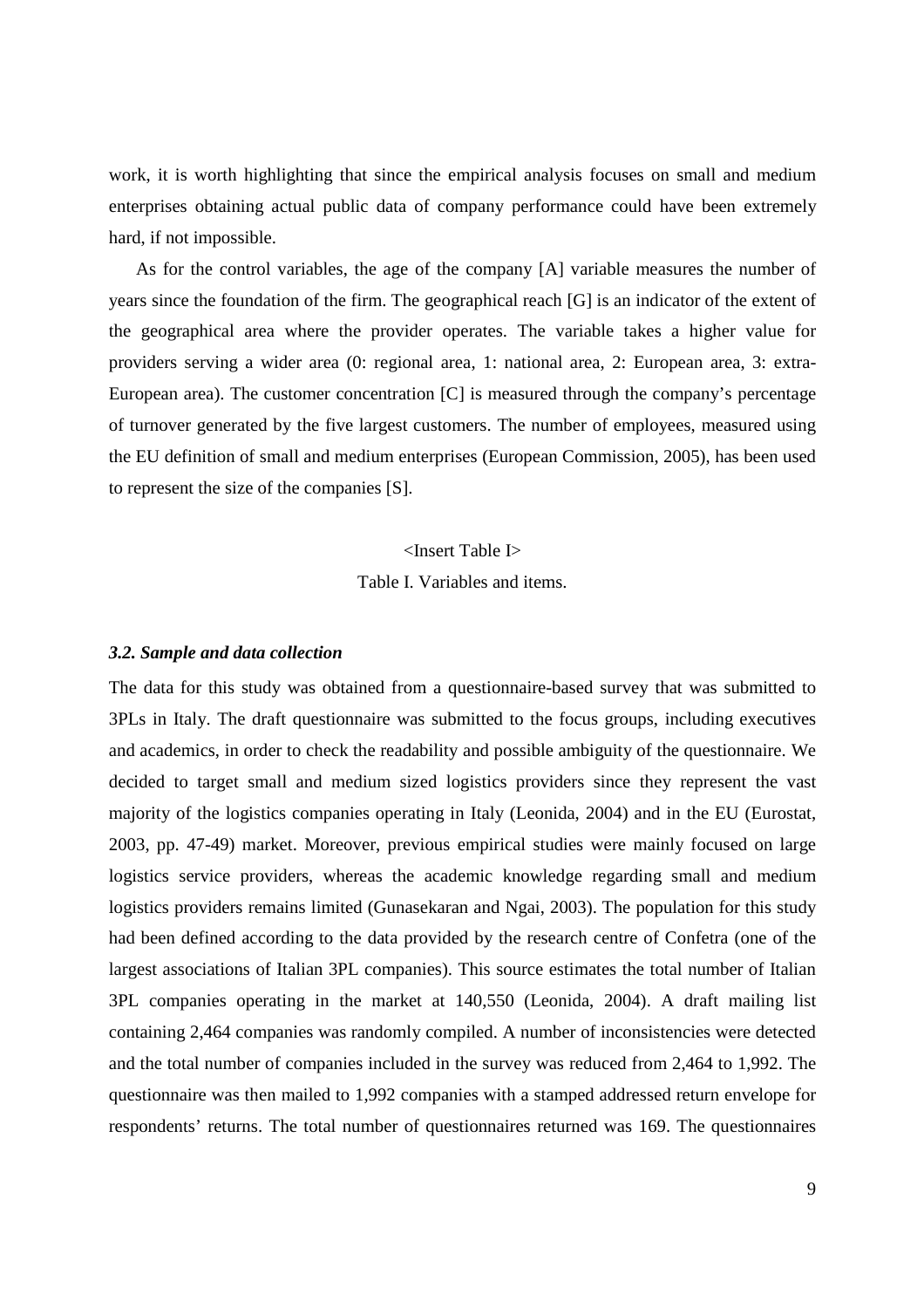work, it is worth highlighting that since the empirical analysis focuses on small and medium enterprises obtaining actual public data of company performance could have been extremely hard, if not impossible.

As for the control variables, the age of the company [A] variable measures the number of years since the foundation of the firm. The geographical reach [G] is an indicator of the extent of the geographical area where the provider operates. The variable takes a higher value for providers serving a wider area (0: regional area, 1: national area, 2: European area, 3: extra-European area). The customer concentration [C] is measured through the company's percentage of turnover generated by the five largest customers. The number of employees, measured using the EU definition of small and medium enterprises (European Commission, 2005), has been used to represent the size of the companies [S].

<Insert Table I>

Table I. Variables and items.

### *3.2. Sample and data collection*

The data for this study was obtained from a questionnaire-based survey that was submitted to 3PLs in Italy. The draft questionnaire was submitted to the focus groups, including executives and academics, in order to check the readability and possible ambiguity of the questionnaire. We decided to target small and medium sized logistics providers since they represent the vast majority of the logistics companies operating in Italy (Leonida, 2004) and in the EU (Eurostat, 2003, pp. 47-49) market. Moreover, previous empirical studies were mainly focused on large logistics service providers, whereas the academic knowledge regarding small and medium logistics providers remains limited (Gunasekaran and Ngai, 2003). The population for this study had been defined according to the data provided by the research centre of Confetra (one of the largest associations of Italian 3PL companies). This source estimates the total number of Italian 3PL companies operating in the market at 140,550 (Leonida, 2004). A draft mailing list containing 2,464 companies was randomly compiled. A number of inconsistencies were detected and the total number of companies included in the survey was reduced from 2,464 to 1,992. The questionnaire was then mailed to 1,992 companies with a stamped addressed return envelope for respondents' returns. The total number of questionnaires returned was 169. The questionnaires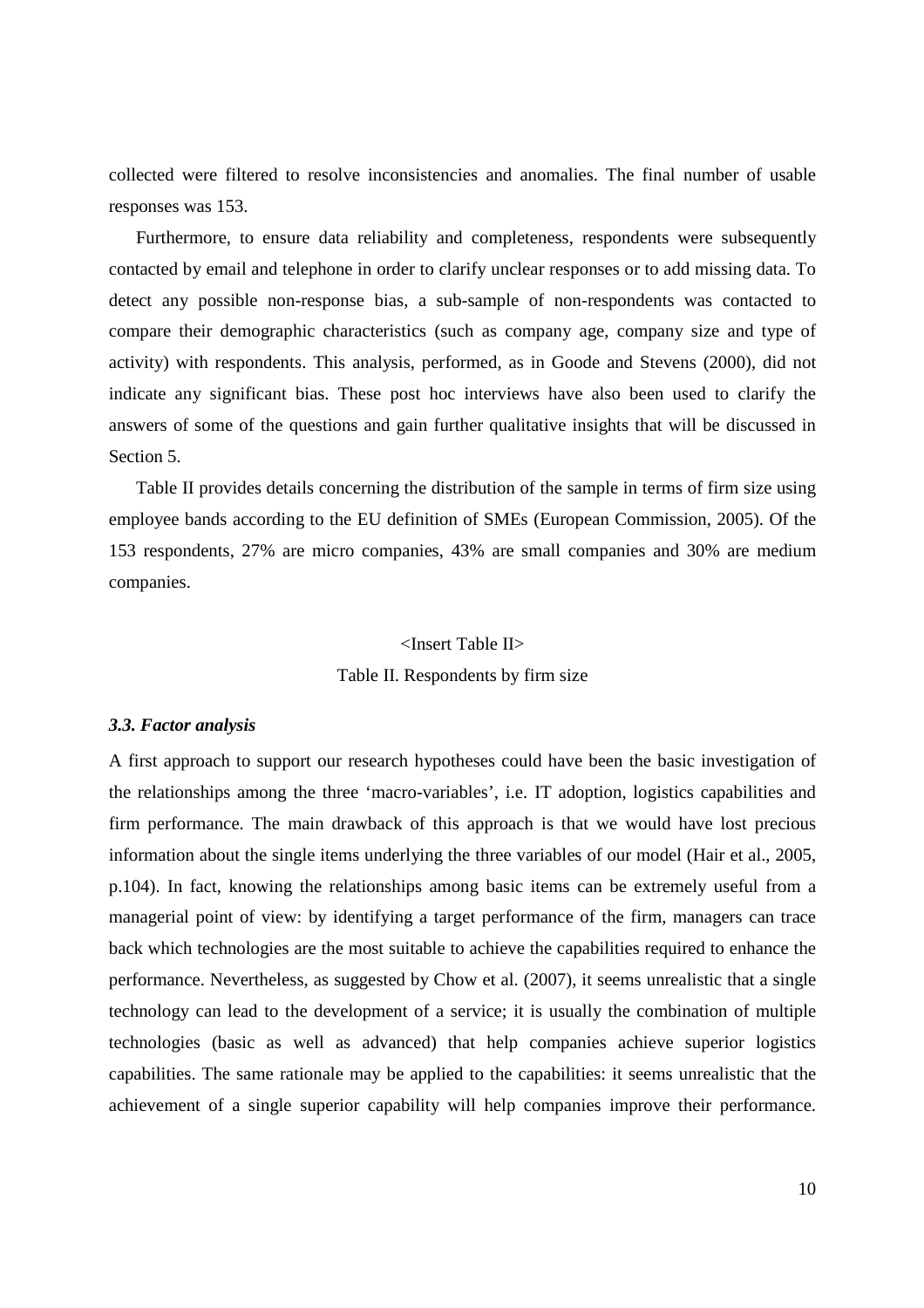collected were filtered to resolve inconsistencies and anomalies. The final number of usable responses was 153.

Furthermore, to ensure data reliability and completeness, respondents were subsequently contacted by email and telephone in order to clarify unclear responses or to add missing data. To detect any possible non-response bias, a sub-sample of non-respondents was contacted to compare their demographic characteristics (such as company age, company size and type of activity) with respondents. This analysis, performed, as in Goode and Stevens (2000), did not indicate any significant bias. These post hoc interviews have also been used to clarify the answers of some of the questions and gain further qualitative insights that will be discussed in Section 5.

Table II provides details concerning the distribution of the sample in terms of firm size using employee bands according to the EU definition of SMEs (European Commission, 2005). Of the 153 respondents, 27% are micro companies, 43% are small companies and 30% are medium companies.

<Insert Table II>

Table II. Respondents by firm size

### *3.3. Factor analysis*

A first approach to support our research hypotheses could have been the basic investigation of the relationships among the three 'macro-variables', i.e. IT adoption, logistics capabilities and firm performance. The main drawback of this approach is that we would have lost precious information about the single items underlying the three variables of our model (Hair et al., 2005, p.104). In fact, knowing the relationships among basic items can be extremely useful from a managerial point of view: by identifying a target performance of the firm, managers can trace back which technologies are the most suitable to achieve the capabilities required to enhance the performance. Nevertheless, as suggested by Chow et al. (2007), it seems unrealistic that a single technology can lead to the development of a service; it is usually the combination of multiple technologies (basic as well as advanced) that help companies achieve superior logistics capabilities. The same rationale may be applied to the capabilities: it seems unrealistic that the achievement of a single superior capability will help companies improve their performance.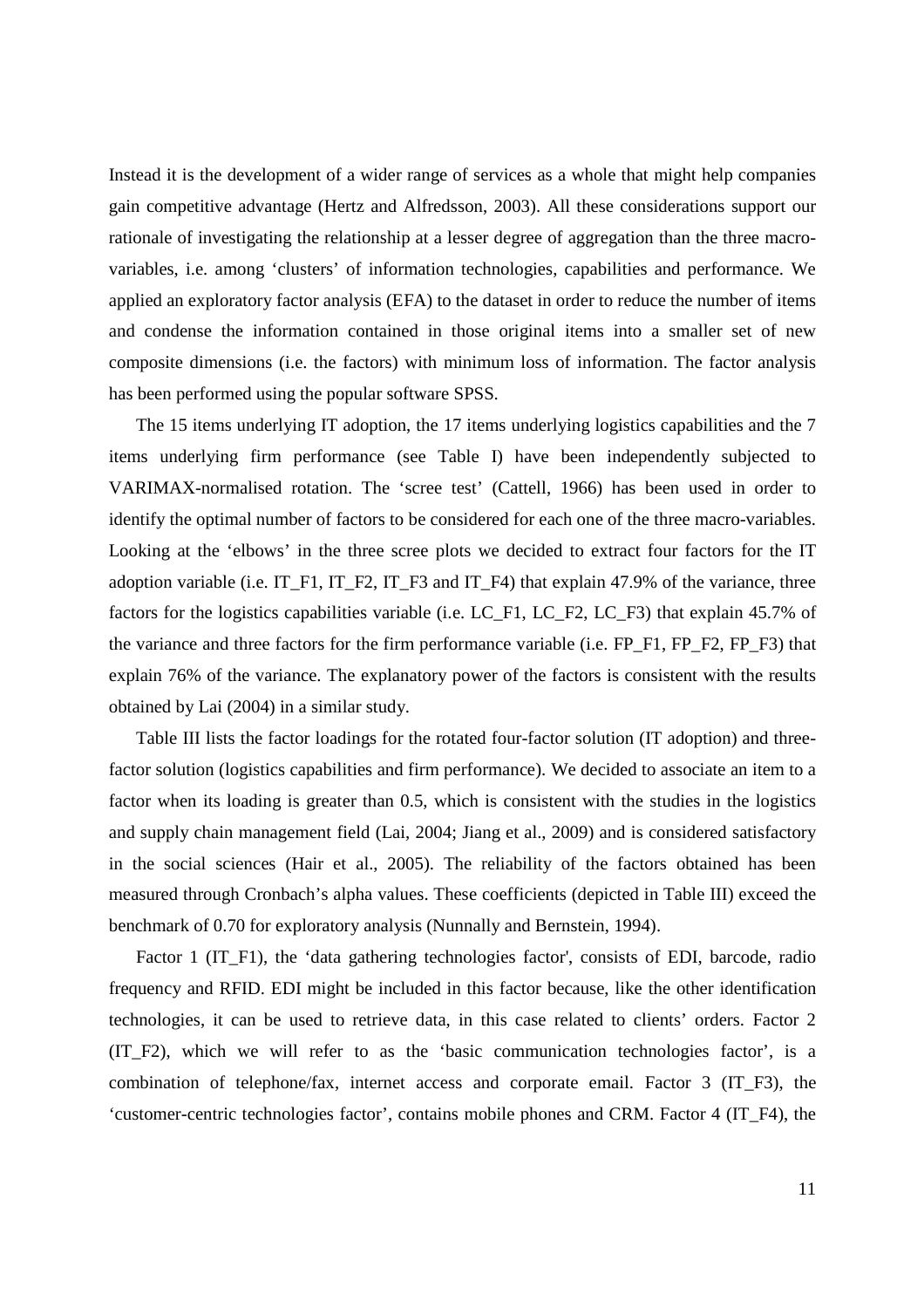Instead it is the development of a wider range of services as a whole that might help companies gain competitive advantage (Hertz and Alfredsson, 2003). All these considerations support our rationale of investigating the relationship at a lesser degree of aggregation than the three macro-variables, i.e. among 'clusters' of information technologies, capabilities and performance. We applied an exploratory factor analysis (EFA) to the dataset in order to reduce the number of items and condense the information contained in those original items into a smaller set of new composite dimensions (i.e. the factors) with minimum loss of information. The factor analysis has been performed using the popular software SPSS.

The 15 items underlying IT adoption, the 17 items underlying logistics capabilities and the 7 items underlying firm performance (see Table I) have been independently subjected to VARIMAX-normalised rotation. The 'scree test' (Cattell, 1966) has been used in order to identify the optimal number of factors to be considered for each one of the three macro-variables. Looking at the 'elbows' in the three scree plots we decided to extract four factors for the IT adoption variable (i.e. IT_F1, IT_F2, IT_F3 and IT_F4) that explain 47.9% of the variance, three factors for the logistics capabilities variable (i.e. LC_F1, LC_F2, LC_F3) that explain 45.7% of the variance and three factors for the firm performance variable (i.e. FP_F1, FP_F2, FP_F3) that explain 76% of the variance. The explanatory power of the factors is consistent with the results obtained by Lai (2004) in a similar study.

Table III lists the factor loadings for the rotated four-factor solution (IT adoption) and three-factor solution (logistics capabilities and firm performance). We decided to associate an item to a factor when its loading is greater than 0.5, which is consistent with the studies in the logistics and supply chain management field (Lai, 2004; Jiang et al., 2009) and is considered satisfactory in the social sciences (Hair et al., 2005). The reliability of the factors obtained has been measured through Cronbach's alpha values. These coefficients (depicted in Table III) exceed the benchmark of 0.70 for exploratory analysis (Nunnally and Bernstein, 1994).

Factor 1 (IT_F1), the 'data gathering technologies factor', consists of EDI, barcode, radio frequency and RFID. EDI might be included in this factor because, like the other identification technologies, it can be used to retrieve data, in this case related to clients' orders. Factor 2 (IT_F2), which we will refer to as the 'basic communication technologies factor', is a combination of telephone/fax, internet access and corporate email. Factor 3 (IT_F3), the 'customer-centric technologies factor', contains mobile phones and CRM. Factor 4 (IT_F4), the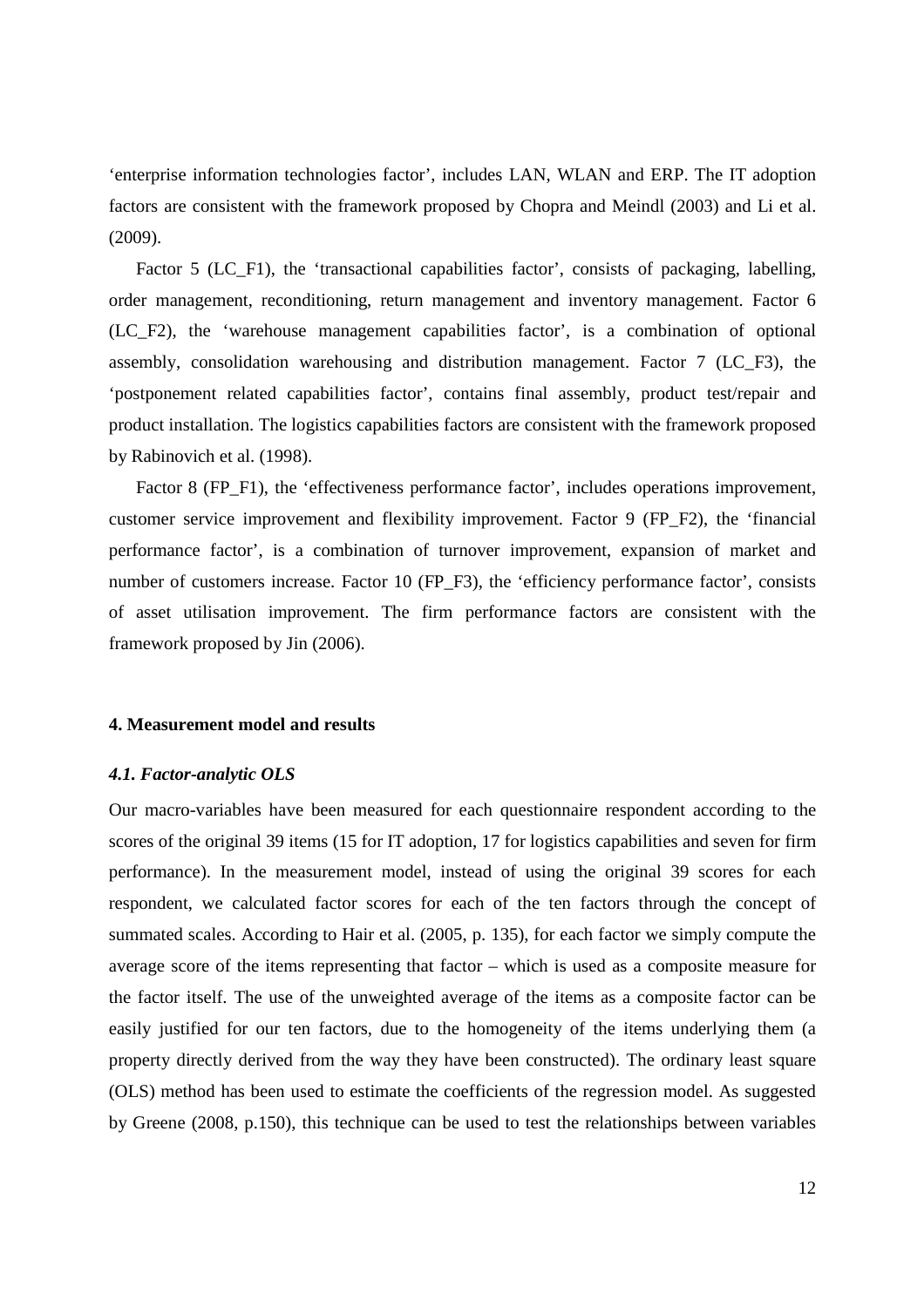‘enterprise information technologies factor’, includes LAN, WLAN and ERP. The IT adoption factors are consistent with the framework proposed by Chopra and Meindl (2003) and Li et al. (2009).

Factor 5 (LC_F1), the ‘transactional capabilities factor’, consists of packaging, labelling, order management, reconditioning, return management and inventory management. Factor 6 (LC_F2), the ‘warehouse management capabilities factor’, is a combination of optional assembly, consolidation warehousing and distribution management. Factor 7 (LC_F3), the ‘postponement related capabilities factor’, contains final assembly, product test/repair and product installation. The logistics capabilities factors are consistent with the framework proposed by Rabinovich et al. (1998).

Factor 8 (FP_F1), the ‘effectiveness performance factor’, includes operations improvement, customer service improvement and flexibility improvement. Factor 9 (FP_F2), the ‘financial performance factor’, is a combination of turnover improvement, expansion of market and number of customers increase. Factor 10 (FP_F3), the ‘efficiency performance factor’, consists of asset utilisation improvement. The firm performance factors are consistent with the framework proposed by Jin (2006).

## 4. Measurement model and results

### *4.1. Factor-analytic OLS*

Our macro-variables have been measured for each questionnaire respondent according to the scores of the original 39 items (15 for IT adoption, 17 for logistics capabilities and seven for firm performance). In the measurement model, instead of using the original 39 scores for each respondent, we calculated factor scores for each of the ten factors through the concept of summated scales. According to Hair et al. (2005, p. 135), for each factor we simply compute the average score of the items representing that factor – which is used as a composite measure for the factor itself. The use of the unweighted average of the items as a composite factor can be easily justified for our ten factors, due to the homogeneity of the items underlying them (a property directly derived from the way they have been constructed). The ordinary least square (OLS) method has been used to estimate the coefficients of the regression model. As suggested by Greene (2008, p.150), this technique can be used to test the relationships between variables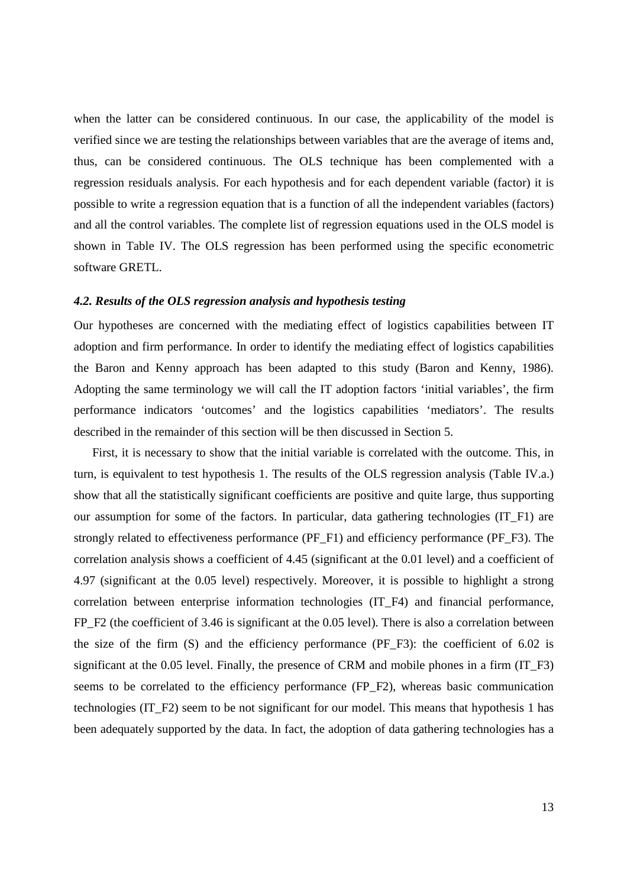when the latter can be considered continuous. In our case, the applicability of the model is verified since we are testing the relationships between variables that are the average of items and, thus, can be considered continuous. The OLS technique has been complemented with a regression residuals analysis. For each hypothesis and for each dependent variable (factor) it is possible to write a regression equation that is a function of all the independent variables (factors) and all the control variables. The complete list of regression equations used in the OLS model is shown in Table IV. The OLS regression has been performed using the specific econometric software GRETL.

### *4.2. Results of the OLS regression analysis and hypothesis testing*

Our hypotheses are concerned with the mediating effect of logistics capabilities between IT adoption and firm performance. In order to identify the mediating effect of logistics capabilities the Baron and Kenny approach has been adapted to this study (Baron and Kenny, 1986). Adopting the same terminology we will call the IT adoption factors 'initial variables', the firm performance indicators 'outcomes' and the logistics capabilities 'mediators'. The results described in the remainder of this section will be then discussed in Section 5.

First, it is necessary to show that the initial variable is correlated with the outcome. This, in turn, is equivalent to test hypothesis 1. The results of the OLS regression analysis (Table IV.a.) show that all the statistically significant coefficients are positive and quite large, thus supporting our assumption for some of the factors. In particular, data gathering technologies (IT_F1) are strongly related to effectiveness performance (PF_F1) and efficiency performance (PF_F3). The correlation analysis shows a coefficient of 4.45 (significant at the 0.01 level) and a coefficient of 4.97 (significant at the 0.05 level) respectively. Moreover, it is possible to highlight a strong correlation between enterprise information technologies (IT_F4) and financial performance, FP_F2 (the coefficient of 3.46 is significant at the 0.05 level). There is also a correlation between the size of the firm (S) and the efficiency performance (PF_F3): the coefficient of 6.02 is significant at the 0.05 level. Finally, the presence of CRM and mobile phones in a firm (IT_F3) seems to be correlated to the efficiency performance (FP_F2), whereas basic communication technologies (IT_F2) seem to be not significant for our model. This means that hypothesis 1 has been adequately supported by the data. In fact, the adoption of data gathering technologies has a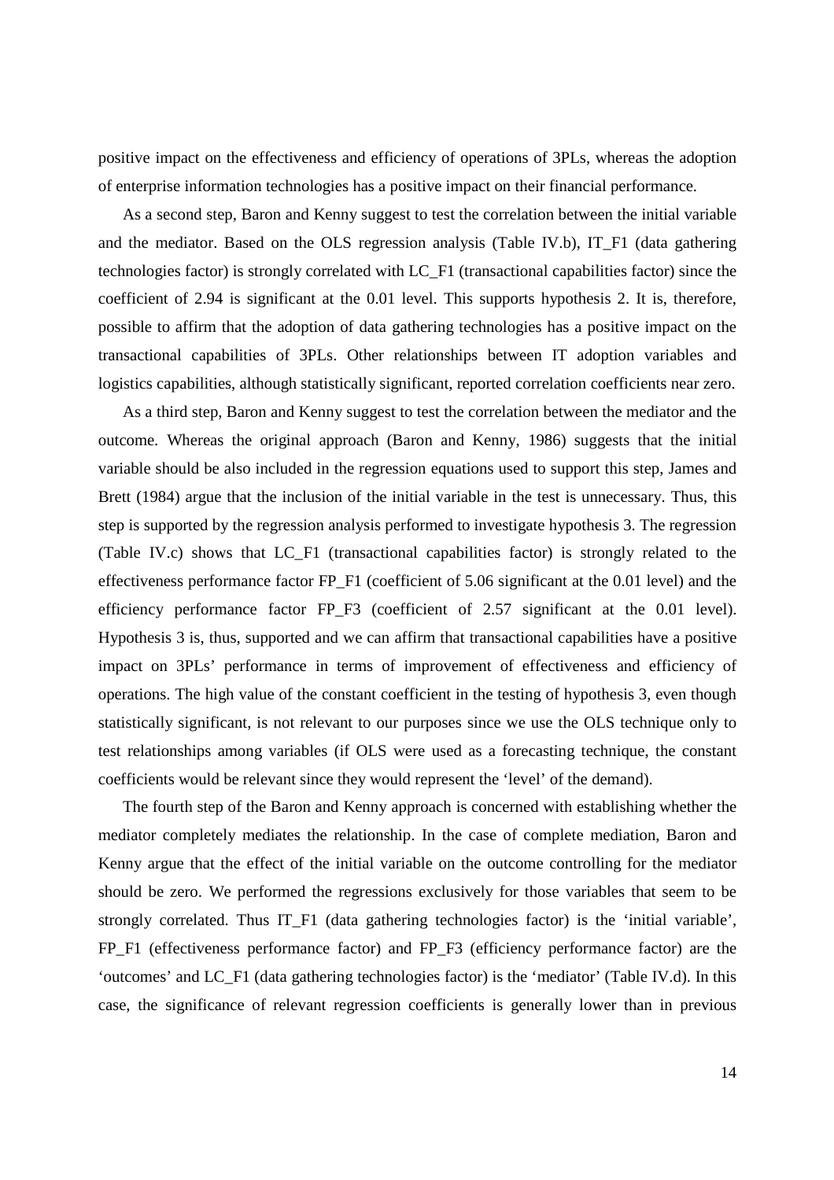positive impact on the effectiveness and efficiency of operations of 3PLs, whereas the adoption of enterprise information technologies has a positive impact on their financial performance.

As a second step, Baron and Kenny suggest to test the correlation between the initial variable and the mediator. Based on the OLS regression analysis (Table IV.b), IT_F1 (data gathering technologies factor) is strongly correlated with LC_F1 (transactional capabilities factor) since the coefficient of 2.94 is significant at the 0.01 level. This supports hypothesis 2. It is, therefore, possible to affirm that the adoption of data gathering technologies has a positive impact on the transactional capabilities of 3PLs. Other relationships between IT adoption variables and logistics capabilities, although statistically significant, reported correlation coefficients near zero.

As a third step, Baron and Kenny suggest to test the correlation between the mediator and the outcome. Whereas the original approach (Baron and Kenny, 1986) suggests that the initial variable should be also included in the regression equations used to support this step, James and Brett (1984) argue that the inclusion of the initial variable in the test is unnecessary. Thus, this step is supported by the regression analysis performed to investigate hypothesis 3. The regression (Table IV.c) shows that LC_F1 (transactional capabilities factor) is strongly related to the effectiveness performance factor FP_F1 (coefficient of 5.06 significant at the 0.01 level) and the efficiency performance factor FP_F3 (coefficient of 2.57 significant at the 0.01 level). Hypothesis 3 is, thus, supported and we can affirm that transactional capabilities have a positive impact on 3PLs' performance in terms of improvement of effectiveness and efficiency of operations. The high value of the constant coefficient in the testing of hypothesis 3, even though statistically significant, is not relevant to our purposes since we use the OLS technique only to test relationships among variables (if OLS were used as a forecasting technique, the constant coefficients would be relevant since they would represent the 'level' of the demand).

The fourth step of the Baron and Kenny approach is concerned with establishing whether the mediator completely mediates the relationship. In the case of complete mediation, Baron and Kenny argue that the effect of the initial variable on the outcome controlling for the mediator should be zero. We performed the regressions exclusively for those variables that seem to be strongly correlated. Thus IT_F1 (data gathering technologies factor) is the 'initial variable', FP_F1 (effectiveness performance factor) and FP_F3 (efficiency performance factor) are the 'outcomes' and LC_F1 (data gathering technologies factor) is the 'mediator' (Table IV.d). In this case, the significance of relevant regression coefficients is generally lower than in previous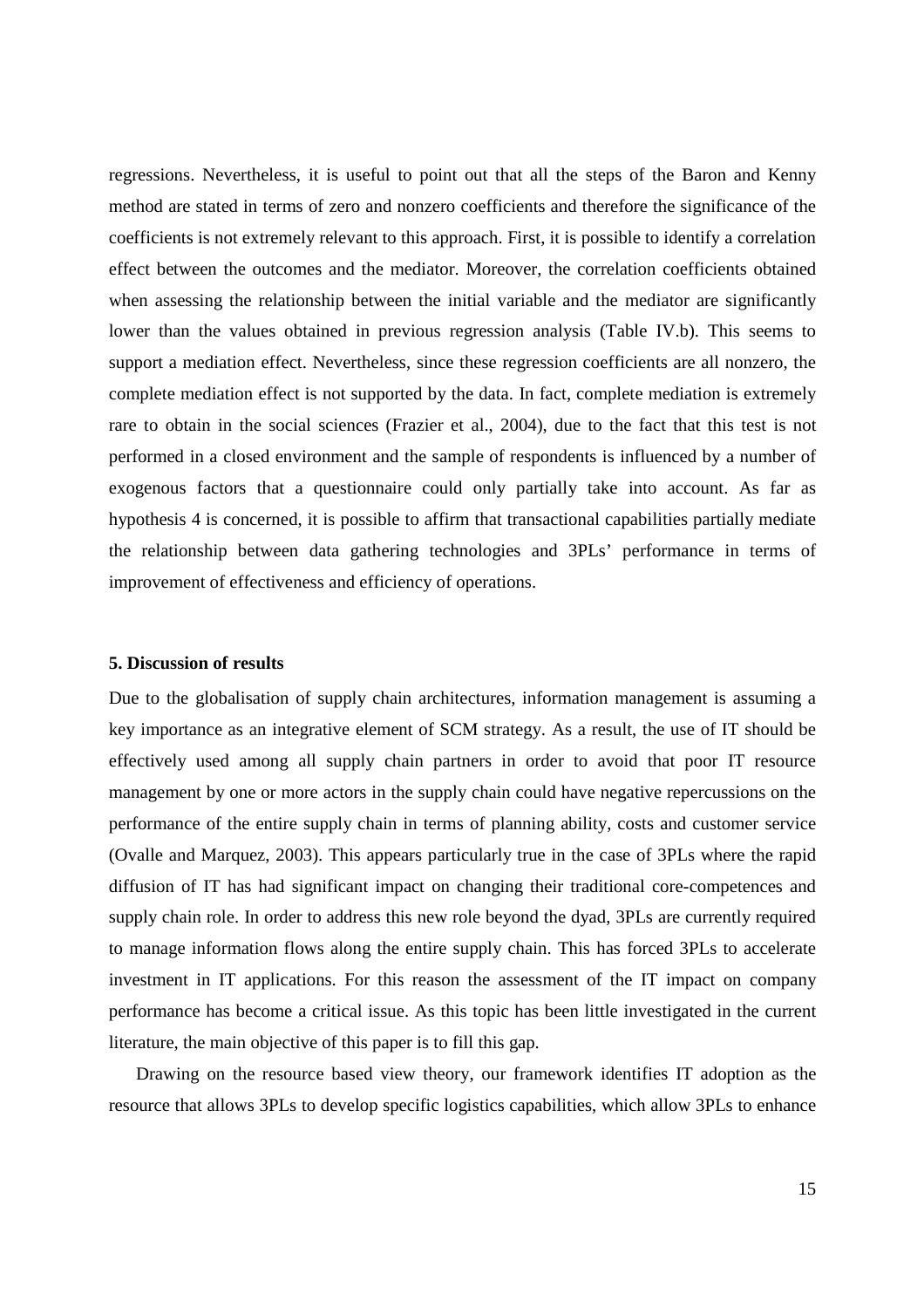regressions. Nevertheless, it is useful to point out that all the steps of the Baron and Kenny method are stated in terms of zero and nonzero coefficients and therefore the significance of the coefficients is not extremely relevant to this approach. First, it is possible to identify a correlation effect between the outcomes and the mediator. Moreover, the correlation coefficients obtained when assessing the relationship between the initial variable and the mediator are significantly lower than the values obtained in previous regression analysis (Table IV.b). This seems to support a mediation effect. Nevertheless, since these regression coefficients are all nonzero, the complete mediation effect is not supported by the data. In fact, complete mediation is extremely rare to obtain in the social sciences (Frazier et al., 2004), due to the fact that this test is not performed in a closed environment and the sample of respondents is influenced by a number of exogenous factors that a questionnaire could only partially take into account. As far as hypothesis 4 is concerned, it is possible to affirm that transactional capabilities partially mediate the relationship between data gathering technologies and 3PLs' performance in terms of improvement of effectiveness and efficiency of operations.

## 5. Discussion of results

Due to the globalisation of supply chain architectures, information management is assuming a key importance as an integrative element of SCM strategy. As a result, the use of IT should be effectively used among all supply chain partners in order to avoid that poor IT resource management by one or more actors in the supply chain could have negative repercussions on the performance of the entire supply chain in terms of planning ability, costs and customer service (Ovalle and Marquez, 2003). This appears particularly true in the case of 3PLs where the rapid diffusion of IT has had significant impact on changing their traditional core-competences and supply chain role. In order to address this new role beyond the dyad, 3PLs are currently required to manage information flows along the entire supply chain. This has forced 3PLs to accelerate investment in IT applications. For this reason the assessment of the IT impact on company performance has become a critical issue. As this topic has been little investigated in the current literature, the main objective of this paper is to fill this gap.

Drawing on the resource based view theory, our framework identifies IT adoption as the resource that allows 3PLs to develop specific logistics capabilities, which allow 3PLs to enhance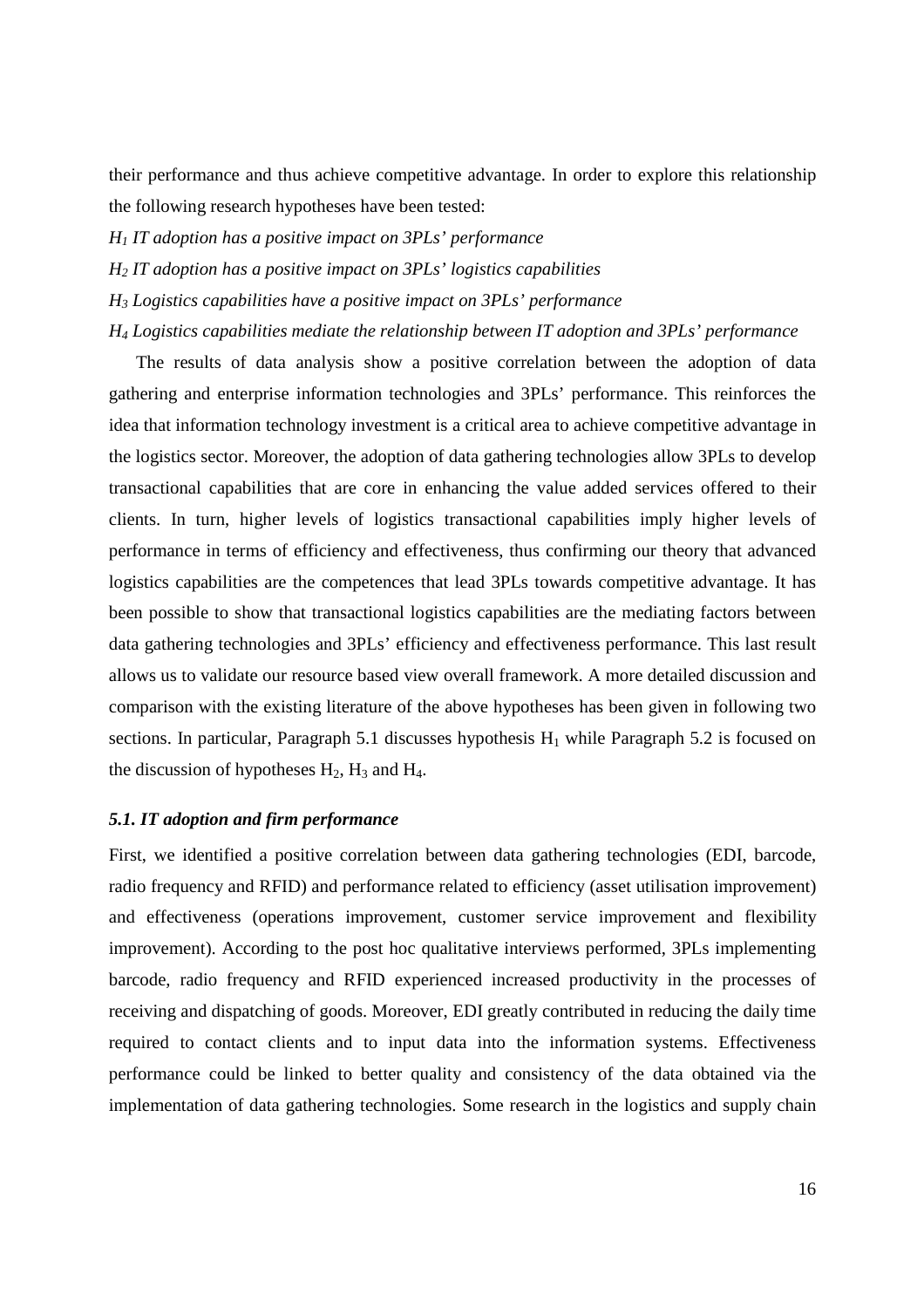their performance and thus achieve competitive advantage. In order to explore this relationship the following research hypotheses have been tested:

*$H_1$ IT adoption has a positive impact on 3PLs' performance*

*$H_2$ IT adoption has a positive impact on 3PLs' logistics capabilities*

*$H_3$ Logistics capabilities have a positive impact on 3PLs' performance*

*$H_4$ Logistics capabilities mediate the relationship between IT adoption and 3PLs' performance*

The results of data analysis show a positive correlation between the adoption of data gathering and enterprise information technologies and 3PLs' performance. This reinforces the idea that information technology investment is a critical area to achieve competitive advantage in the logistics sector. Moreover, the adoption of data gathering technologies allow 3PLs to develop transactional capabilities that are core in enhancing the value added services offered to their clients. In turn, higher levels of logistics transactional capabilities imply higher levels of performance in terms of efficiency and effectiveness, thus confirming our theory that advanced logistics capabilities are the competences that lead 3PLs towards competitive advantage. It has been possible to show that transactional logistics capabilities are the mediating factors between data gathering technologies and 3PLs' efficiency and effectiveness performance. This last result allows us to validate our resource based view overall framework. A more detailed discussion and comparison with the existing literature of the above hypotheses has been given in following two sections. In particular, Paragraph 5.1 discusses hypothesis $H_1$ while Paragraph 5.2 is focused on the discussion of hypotheses $H_2$, $H_3$ and $H_4$.

### *5.1. IT adoption and firm performance*

First, we identified a positive correlation between data gathering technologies (EDI, barcode, radio frequency and RFID) and performance related to efficiency (asset utilisation improvement) and effectiveness (operations improvement, customer service improvement and flexibility improvement). According to the post hoc qualitative interviews performed, 3PLs implementing barcode, radio frequency and RFID experienced increased productivity in the processes of receiving and dispatching of goods. Moreover, EDI greatly contributed in reducing the daily time required to contact clients and to input data into the information systems. Effectiveness performance could be linked to better quality and consistency of the data obtained via the implementation of data gathering technologies. Some research in the logistics and supply chain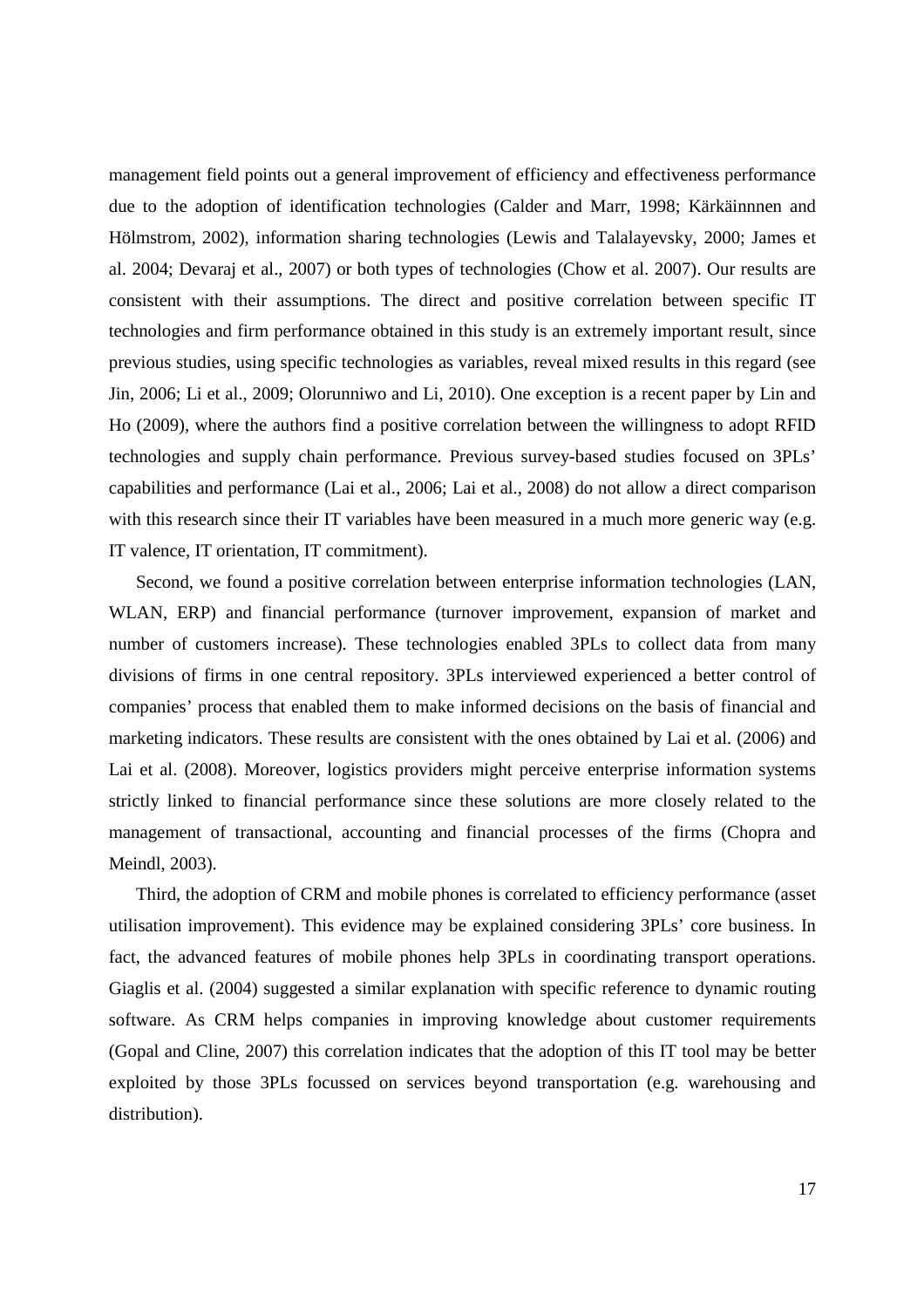management field points out a general improvement of efficiency and effectiveness performance due to the adoption of identification technologies (Calder and Marr, 1998; Kärkäinnnen and Hölmstrom, 2002), information sharing technologies (Lewis and Talalayevsky, 2000; James et al. 2004; Devaraj et al., 2007) or both types of technologies (Chow et al. 2007). Our results are consistent with their assumptions. The direct and positive correlation between specific IT technologies and firm performance obtained in this study is an extremely important result, since previous studies, using specific technologies as variables, reveal mixed results in this regard (see Jin, 2006; Li et al., 2009; Olorunniwo and Li, 2010). One exception is a recent paper by Lin and Ho (2009), where the authors find a positive correlation between the willingness to adopt RFID technologies and supply chain performance. Previous survey-based studies focused on 3PLs' capabilities and performance (Lai et al., 2006; Lai et al., 2008) do not allow a direct comparison with this research since their IT variables have been measured in a much more generic way (e.g. IT valence, IT orientation, IT commitment).

Second, we found a positive correlation between enterprise information technologies (LAN, WLAN, ERP) and financial performance (turnover improvement, expansion of market and number of customers increase). These technologies enabled 3PLs to collect data from many divisions of firms in one central repository. 3PLs interviewed experienced a better control of companies' process that enabled them to make informed decisions on the basis of financial and marketing indicators. These results are consistent with the ones obtained by Lai et al. (2006) and Lai et al. (2008). Moreover, logistics providers might perceive enterprise information systems strictly linked to financial performance since these solutions are more closely related to the management of transactional, accounting and financial processes of the firms (Chopra and Meindl, 2003).

Third, the adoption of CRM and mobile phones is correlated to efficiency performance (asset utilisation improvement). This evidence may be explained considering 3PLs' core business. In fact, the advanced features of mobile phones help 3PLs in coordinating transport operations. Giaglis et al. (2004) suggested a similar explanation with specific reference to dynamic routing software. As CRM helps companies in improving knowledge about customer requirements (Gopal and Cline, 2007) this correlation indicates that the adoption of this IT tool may be better exploited by those 3PLs focussed on services beyond transportation (e.g. warehousing and distribution).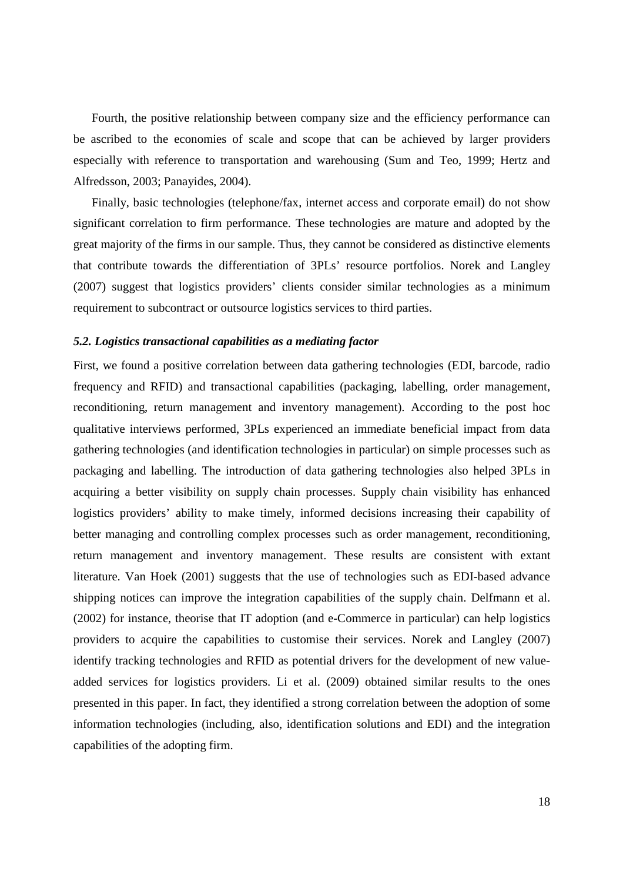Fourth, the positive relationship between company size and the efficiency performance can be ascribed to the economies of scale and scope that can be achieved by larger providers especially with reference to transportation and warehousing (Sum and Teo, 1999; Hertz and Alfredsson, 2003; Panayides, 2004).

Finally, basic technologies (telephone/fax, internet access and corporate email) do not show significant correlation to firm performance. These technologies are mature and adopted by the great majority of the firms in our sample. Thus, they cannot be considered as distinctive elements that contribute towards the differentiation of 3PLs' resource portfolios. Norek and Langley (2007) suggest that logistics providers' clients consider similar technologies as a minimum requirement to subcontract or outsource logistics services to third parties.

### *5.2. Logistics transactional capabilities as a mediating factor*

First, we found a positive correlation between data gathering technologies (EDI, barcode, radio frequency and RFID) and transactional capabilities (packaging, labelling, order management, reconditioning, return management and inventory management). According to the post hoc qualitative interviews performed, 3PLs experienced an immediate beneficial impact from data gathering technologies (and identification technologies in particular) on simple processes such as packaging and labelling. The introduction of data gathering technologies also helped 3PLs in acquiring a better visibility on supply chain processes. Supply chain visibility has enhanced logistics providers' ability to make timely, informed decisions increasing their capability of better managing and controlling complex processes such as order management, reconditioning, return management and inventory management. These results are consistent with extant literature. Van Hoek (2001) suggests that the use of technologies such as EDI-based advance shipping notices can improve the integration capabilities of the supply chain. Delfmann et al. (2002) for instance, theorise that IT adoption (and e-Commerce in particular) can help logistics providers to acquire the capabilities to customise their services. Norek and Langley (2007) identify tracking technologies and RFID as potential drivers for the development of new value-added services for logistics providers. Li et al. (2009) obtained similar results to the ones presented in this paper. In fact, they identified a strong correlation between the adoption of some information technologies (including, also, identification solutions and EDI) and the integration capabilities of the adopting firm.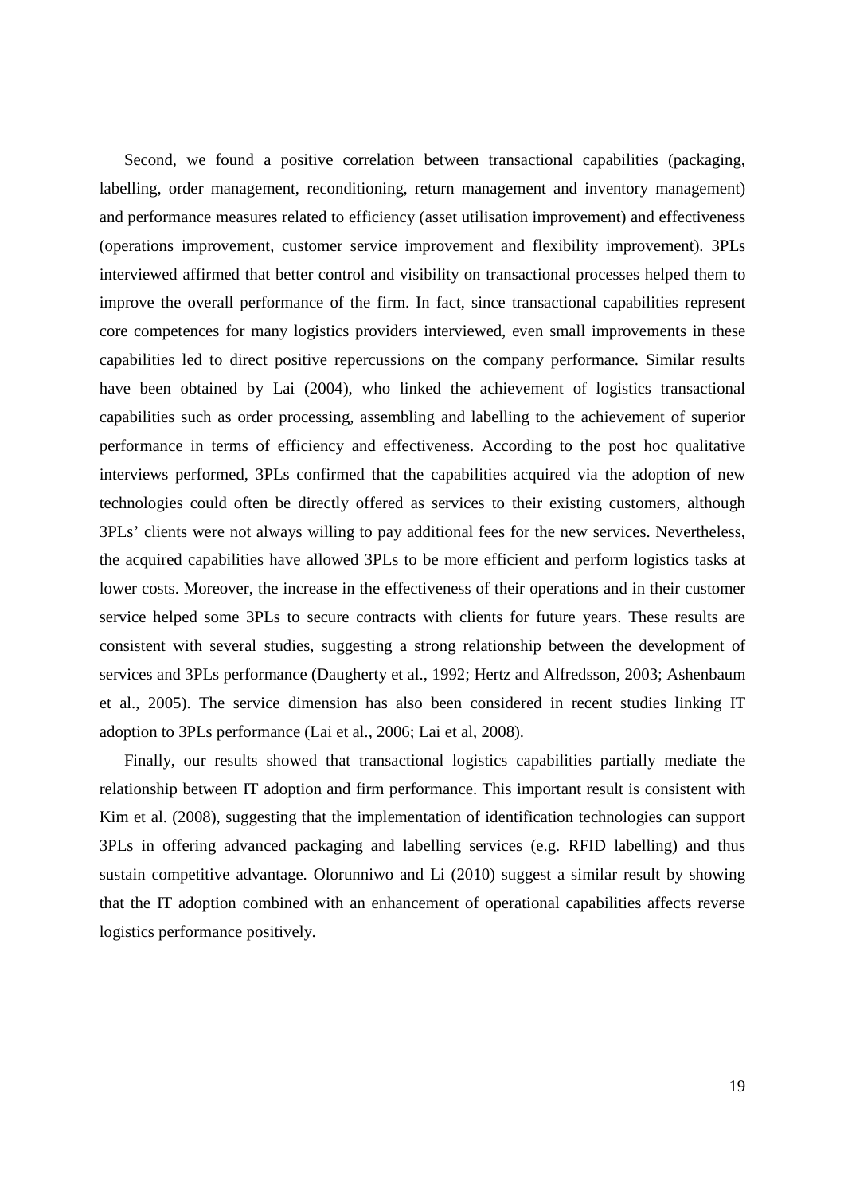Second, we found a positive correlation between transactional capabilities (packaging, labelling, order management, reconditioning, return management and inventory management) and performance measures related to efficiency (asset utilisation improvement) and effectiveness (operations improvement, customer service improvement and flexibility improvement). 3PLs interviewed affirmed that better control and visibility on transactional processes helped them to improve the overall performance of the firm. In fact, since transactional capabilities represent core competences for many logistics providers interviewed, even small improvements in these capabilities led to direct positive repercussions on the company performance. Similar results have been obtained by Lai (2004), who linked the achievement of logistics transactional capabilities such as order processing, assembling and labelling to the achievement of superior performance in terms of efficiency and effectiveness. According to the post hoc qualitative interviews performed, 3PLs confirmed that the capabilities acquired via the adoption of new technologies could often be directly offered as services to their existing customers, although 3PLs' clients were not always willing to pay additional fees for the new services. Nevertheless, the acquired capabilities have allowed 3PLs to be more efficient and perform logistics tasks at lower costs. Moreover, the increase in the effectiveness of their operations and in their customer service helped some 3PLs to secure contracts with clients for future years. These results are consistent with several studies, suggesting a strong relationship between the development of services and 3PLs performance (Daugherty et al., 1992; Hertz and Alfredsson, 2003; Ashenbaum et al., 2005). The service dimension has also been considered in recent studies linking IT adoption to 3PLs performance (Lai et al., 2006; Lai et al, 2008).

Finally, our results showed that transactional logistics capabilities partially mediate the relationship between IT adoption and firm performance. This important result is consistent with Kim et al. (2008), suggesting that the implementation of identification technologies can support 3PLs in offering advanced packaging and labelling services (e.g. RFID labelling) and thus sustain competitive advantage. Olorunniwo and Li (2010) suggest a similar result by showing that the IT adoption combined with an enhancement of operational capabilities affects reverse logistics performance positively.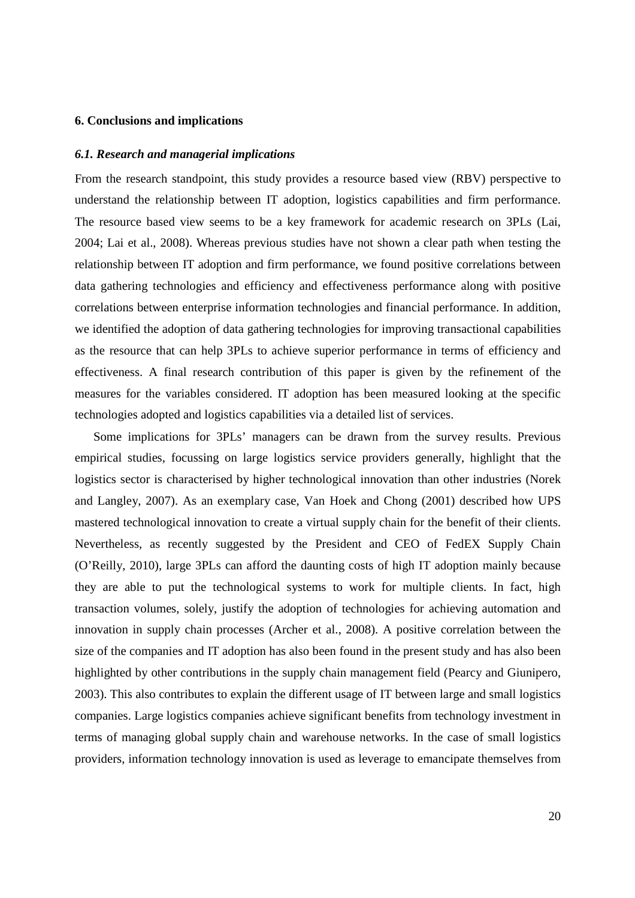## 6. Conclusions and implications

### *6.1. Research and managerial implications*

From the research standpoint, this study provides a resource based view (RBV) perspective to understand the relationship between IT adoption, logistics capabilities and firm performance. The resource based view seems to be a key framework for academic research on 3PLs (Lai, 2004; Lai et al., 2008). Whereas previous studies have not shown a clear path when testing the relationship between IT adoption and firm performance, we found positive correlations between data gathering technologies and efficiency and effectiveness performance along with positive correlations between enterprise information technologies and financial performance. In addition, we identified the adoption of data gathering technologies for improving transactional capabilities as the resource that can help 3PLs to achieve superior performance in terms of efficiency and effectiveness. A final research contribution of this paper is given by the refinement of the measures for the variables considered. IT adoption has been measured looking at the specific technologies adopted and logistics capabilities via a detailed list of services.

Some implications for 3PLs' managers can be drawn from the survey results. Previous empirical studies, focussing on large logistics service providers generally, highlight that the logistics sector is characterised by higher technological innovation than other industries (Norek and Langley, 2007). As an exemplary case, Van Hoek and Chong (2001) described how UPS mastered technological innovation to create a virtual supply chain for the benefit of their clients. Nevertheless, as recently suggested by the President and CEO of FedEX Supply Chain (O'Reilly, 2010), large 3PLs can afford the daunting costs of high IT adoption mainly because they are able to put the technological systems to work for multiple clients. In fact, high transaction volumes, solely, justify the adoption of technologies for achieving automation and innovation in supply chain processes (Archer et al., 2008). A positive correlation between the size of the companies and IT adoption has also been found in the present study and has also been highlighted by other contributions in the supply chain management field (Pearcy and Giunipero, 2003). This also contributes to explain the different usage of IT between large and small logistics companies. Large logistics companies achieve significant benefits from technology investment in terms of managing global supply chain and warehouse networks. In the case of small logistics providers, information technology innovation is used as leverage to emancipate themselves from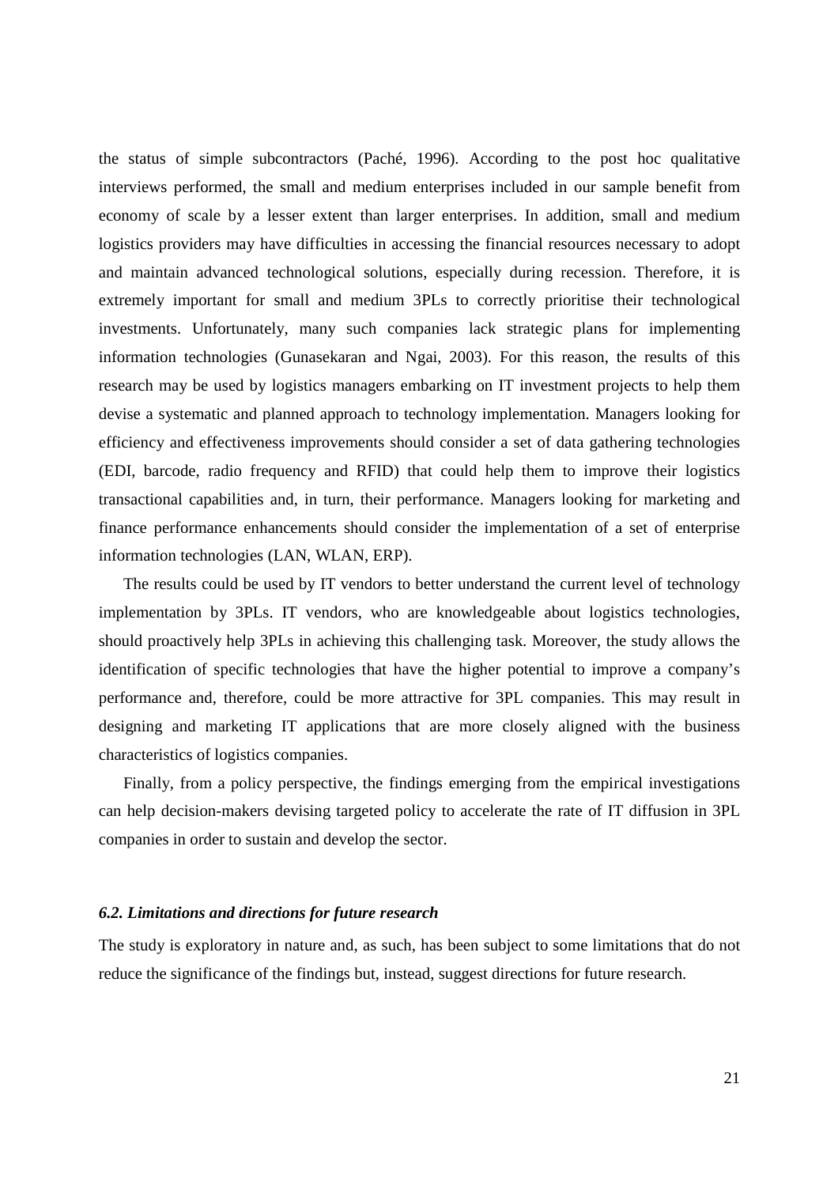the status of simple subcontractors (Paché, 1996). According to the post hoc qualitative interviews performed, the small and medium enterprises included in our sample benefit from economy of scale by a lesser extent than larger enterprises. In addition, small and medium logistics providers may have difficulties in accessing the financial resources necessary to adopt and maintain advanced technological solutions, especially during recession. Therefore, it is extremely important for small and medium 3PLs to correctly prioritise their technological investments. Unfortunately, many such companies lack strategic plans for implementing information technologies (Gunasekaran and Ngai, 2003). For this reason, the results of this research may be used by logistics managers embarking on IT investment projects to help them devise a systematic and planned approach to technology implementation. Managers looking for efficiency and effectiveness improvements should consider a set of data gathering technologies (EDI, barcode, radio frequency and RFID) that could help them to improve their logistics transactional capabilities and, in turn, their performance. Managers looking for marketing and finance performance enhancements should consider the implementation of a set of enterprise information technologies (LAN, WLAN, ERP).

The results could be used by IT vendors to better understand the current level of technology implementation by 3PLs. IT vendors, who are knowledgeable about logistics technologies, should proactively help 3PLs in achieving this challenging task. Moreover, the study allows the identification of specific technologies that have the higher potential to improve a company's performance and, therefore, could be more attractive for 3PL companies. This may result in designing and marketing IT applications that are more closely aligned with the business characteristics of logistics companies.

Finally, from a policy perspective, the findings emerging from the empirical investigations can help decision-makers devising targeted policy to accelerate the rate of IT diffusion in 3PL companies in order to sustain and develop the sector.

### *6.2. Limitations and directions for future research*

The study is exploratory in nature and, as such, has been subject to some limitations that do not reduce the significance of the findings but, instead, suggest directions for future research.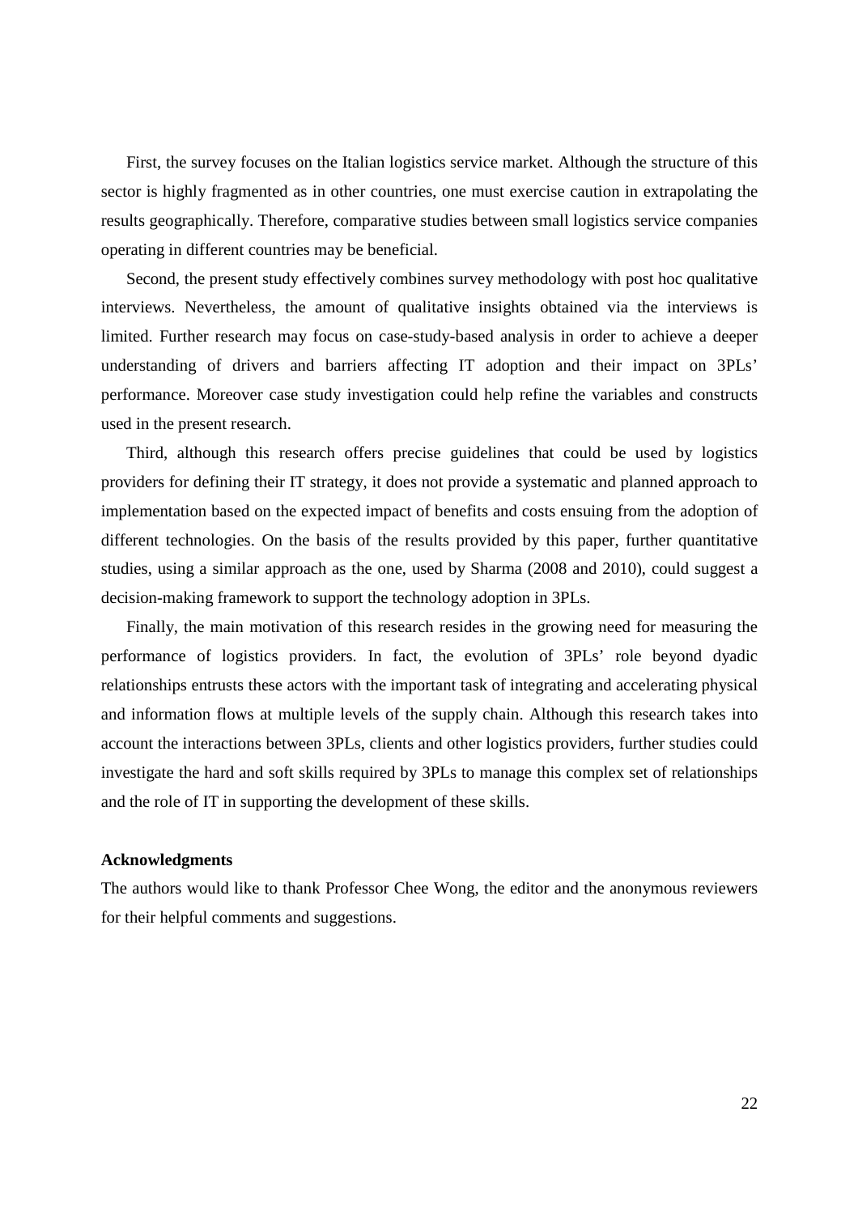First, the survey focuses on the Italian logistics service market. Although the structure of this sector is highly fragmented as in other countries, one must exercise caution in extrapolating the results geographically. Therefore, comparative studies between small logistics service companies operating in different countries may be beneficial.

Second, the present study effectively combines survey methodology with post hoc qualitative interviews. Nevertheless, the amount of qualitative insights obtained via the interviews is limited. Further research may focus on case-study-based analysis in order to achieve a deeper understanding of drivers and barriers affecting IT adoption and their impact on 3PLs' performance. Moreover case study investigation could help refine the variables and constructs used in the present research.

Third, although this research offers precise guidelines that could be used by logistics providers for defining their IT strategy, it does not provide a systematic and planned approach to implementation based on the expected impact of benefits and costs ensuing from the adoption of different technologies. On the basis of the results provided by this paper, further quantitative studies, using a similar approach as the one, used by Sharma (2008 and 2010), could suggest a decision-making framework to support the technology adoption in 3PLs.

Finally, the main motivation of this research resides in the growing need for measuring the performance of logistics providers. In fact, the evolution of 3PLs' role beyond dyadic relationships entrusts these actors with the important task of integrating and accelerating physical and information flows at multiple levels of the supply chain. Although this research takes into account the interactions between 3PLs, clients and other logistics providers, further studies could investigate the hard and soft skills required by 3PLs to manage this complex set of relationships and the role of IT in supporting the development of these skills.

**Acknowledgments**

The authors would like to thank Professor Chee Wong, the editor and the anonymous reviewers for their helpful comments and suggestions.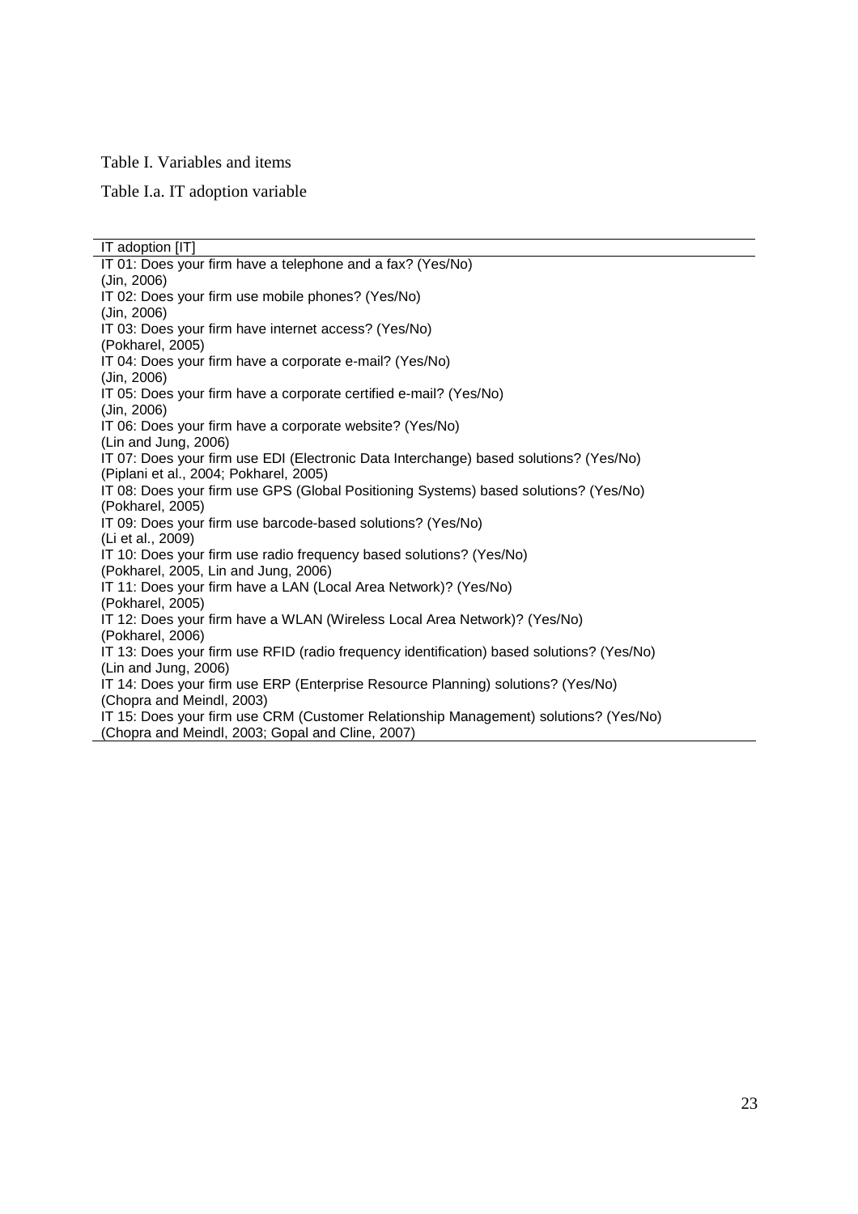Table I. Variables and items

Table I.a. IT adoption variable

| IT adoption [IT] |
|---|
| IT 01: Does your firm have a telephone and a fax? (Yes/No)<br>(Jin, 2006) |
| IT 02: Does your firm use mobile phones? (Yes/No)<br>(Jin, 2006) |
| IT 03: Does your firm have internet access? (Yes/No)<br>(Pokharel, 2005) |
| IT 04: Does your firm have a corporate e-mail? (Yes/No)<br>(Jin, 2006) |
| IT 05: Does your firm have a corporate certified e-mail? (Yes/No)<br>(Jin, 2006) |
| IT 06: Does your firm have a corporate website? (Yes/No)<br>(Lin and Jung, 2006) |
| IT 07: Does your firm use EDI (Electronic Data Interchange) based solutions? (Yes/No)<br>(Piplani et al., 2004; Pokharel, 2005) |
| IT 08: Does your firm use GPS (Global Positioning Systems) based solutions? (Yes/No)<br>(Pokharel, 2005) |
| IT 09: Does your firm use barcode-based solutions? (Yes/No)<br>(Li et al., 2009) |
| IT 10: Does your firm use radio frequency based solutions? (Yes/No)<br>(Pokharel, 2005, Lin and Jung, 2006) |
| IT 11: Does your firm have a LAN (Local Area Network)? (Yes/No)<br>(Pokharel, 2005) |
| IT 12: Does your firm have a WLAN (Wireless Local Area Network)? (Yes/No)<br>(Pokharel, 2006) |
| IT 13: Does your firm use RFID (radio frequency identification) based solutions? (Yes/No)<br>(Lin and Jung, 2006) |
| IT 14: Does your firm use ERP (Enterprise Resource Planning) solutions? (Yes/No)<br>(Chopra and Meindl, 2003) |
| IT 15: Does your firm use CRM (Customer Relationship Management) solutions? (Yes/No)<br>(Chopra and Meindl, 2003; Gopal and Cline, 2007) |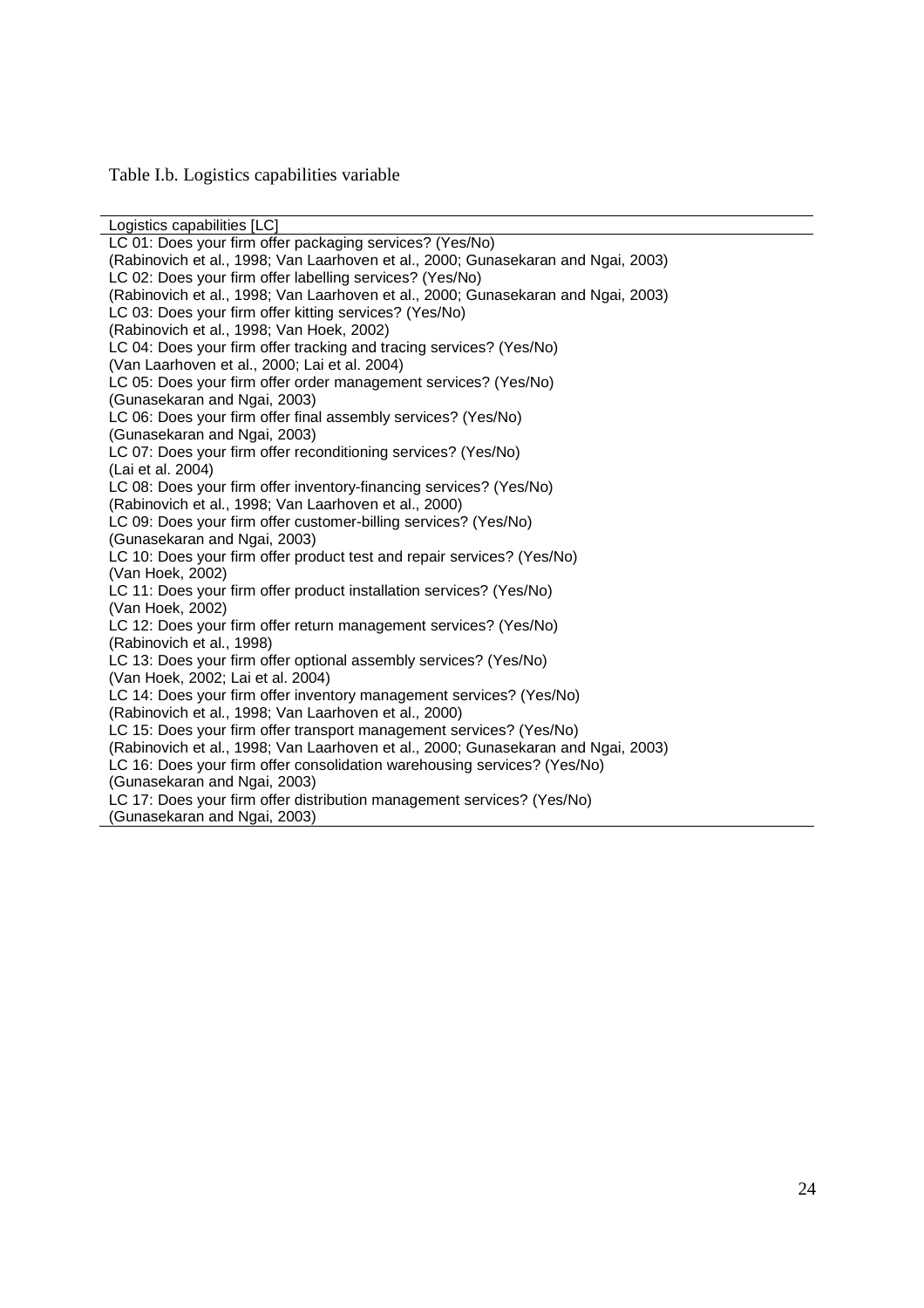Table I.b. Logistics capabilities variable

| Logistics capabilities [LC] |
|---|
| LC 01: Does your firm offer packaging services? (Yes/No) |
| (Rabinovich et al., 1998; Van Laarhoven et al., 2000; Gunasekaran and Ngai, 2003) |
| LC 02: Does your firm offer labelling services? (Yes/No) |
| (Rabinovich et al., 1998; Van Laarhoven et al., 2000; Gunasekaran and Ngai, 2003) |
| LC 03: Does your firm offer kitting services? (Yes/No) |
| (Rabinovich et al., 1998; Van Hoek, 2002) |
| LC 04: Does your firm offer tracking and tracing services? (Yes/No) |
| (Van Laarhoven et al., 2000; Lai et al. 2004) |
| LC 05: Does your firm offer order management services? (Yes/No) |
| (Gunasekaran and Ngai, 2003) |
| LC 06: Does your firm offer final assembly services? (Yes/No) |
| (Gunasekaran and Ngai, 2003) |
| LC 07: Does your firm offer reconditioning services? (Yes/No) |
| (Lai et al. 2004) |
| LC 08: Does your firm offer inventory-financing services? (Yes/No) |
| (Rabinovich et al., 1998; Van Laarhoven et al., 2000) |
| LC 09: Does your firm offer customer-billing services? (Yes/No) |
| (Gunasekaran and Ngai, 2003) |
| LC 10: Does your firm offer product test and repair services? (Yes/No) |
| (Van Hoek, 2002) |
| LC 11: Does your firm offer product installation services? (Yes/No) |
| (Van Hoek, 2002) |
| LC 12: Does your firm offer return management services? (Yes/No) |
| (Rabinovich et al., 1998) |
| LC 13: Does your firm offer optional assembly services? (Yes/No) |
| (Van Hoek, 2002; Lai et al. 2004) |
| LC 14: Does your firm offer inventory management services? (Yes/No) |
| (Rabinovich et al., 1998; Van Laarhoven et al., 2000) |
| LC 15: Does your firm offer transport management services? (Yes/No) |
| (Rabinovich et al., 1998; Van Laarhoven et al., 2000; Gunasekaran and Ngai, 2003) |
| LC 16: Does your firm offer consolidation warehousing services? (Yes/No) |
| (Gunasekaran and Ngai, 2003) |
| LC 17: Does your firm offer distribution management services? (Yes/No) |
| (Gunasekaran and Ngai, 2003) |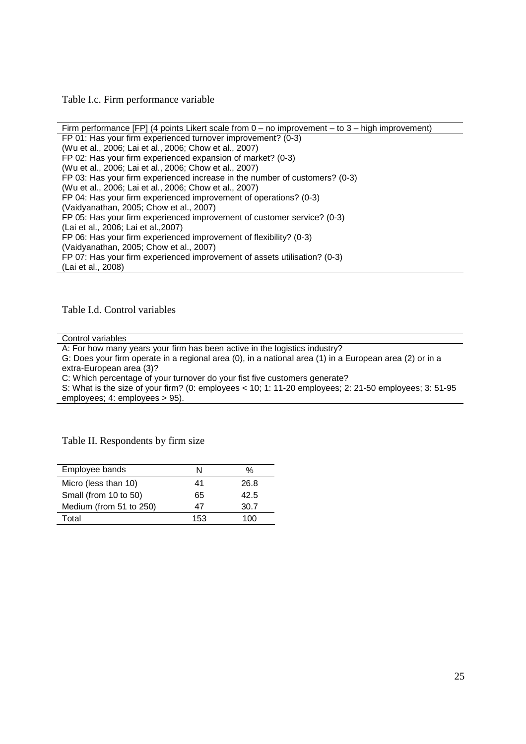Table I.c. Firm performance variable

| Firm performance [FP] (4 points Likert scale from 0 – no improvement – to 3 – high improvement) |
| --- |
| FP 01: Has your firm experienced turnover improvement? (0-3) |
| (Wu et al., 2006; Lai et al., 2006; Chow et al., 2007) |
| FP 02: Has your firm experienced expansion of market? (0-3) |
| (Wu et al., 2006; Lai et al., 2006; Chow et al., 2007) |
| FP 03: Has your firm experienced increase in the number of customers? (0-3) |
| (Wu et al., 2006; Lai et al., 2006; Chow et al., 2007) |
| FP 04: Has your firm experienced improvement of operations? (0-3) |
| (Vaidyanathan, 2005; Chow et al., 2007) |
| FP 05: Has your firm experienced improvement of customer service? (0-3) |
| (Lai et al., 2006; Lai et al.,2007) |
| FP 06: Has your firm experienced improvement of flexibility? (0-3) |
| (Vaidyanathan, 2005; Chow et al., 2007) |
| FP 07: Has your firm experienced improvement of assets utilisation? (0-3) |
| (Lai et al., 2008) |

Table I.d. Control variables

| Control variables |
| --- |
| A: For how many years your firm has been active in the logistics industry? |
| G: Does your firm operate in a regional area (0), in a national area (1) in a European area (2) or in a extra-European area (3)? |
| C: Which percentage of your turnover do your fist five customers generate? |
| S: What is the size of your firm? (0: employees < 10; 1: 11-20 employees; 2: 21-50 employees; 3: 51-95 employees; 4: employees > 95). |

Table II. Respondents by firm size

| Employee bands | N | % |
| --- | --- | --- |
| Micro (less than 10) | 41 | 26.8 |
| Small (from 10 to 50) | 65 | 42.5 |
| Medium (from 51 to 250) | 47 | 30.7 |
| Total | 153 | 100 |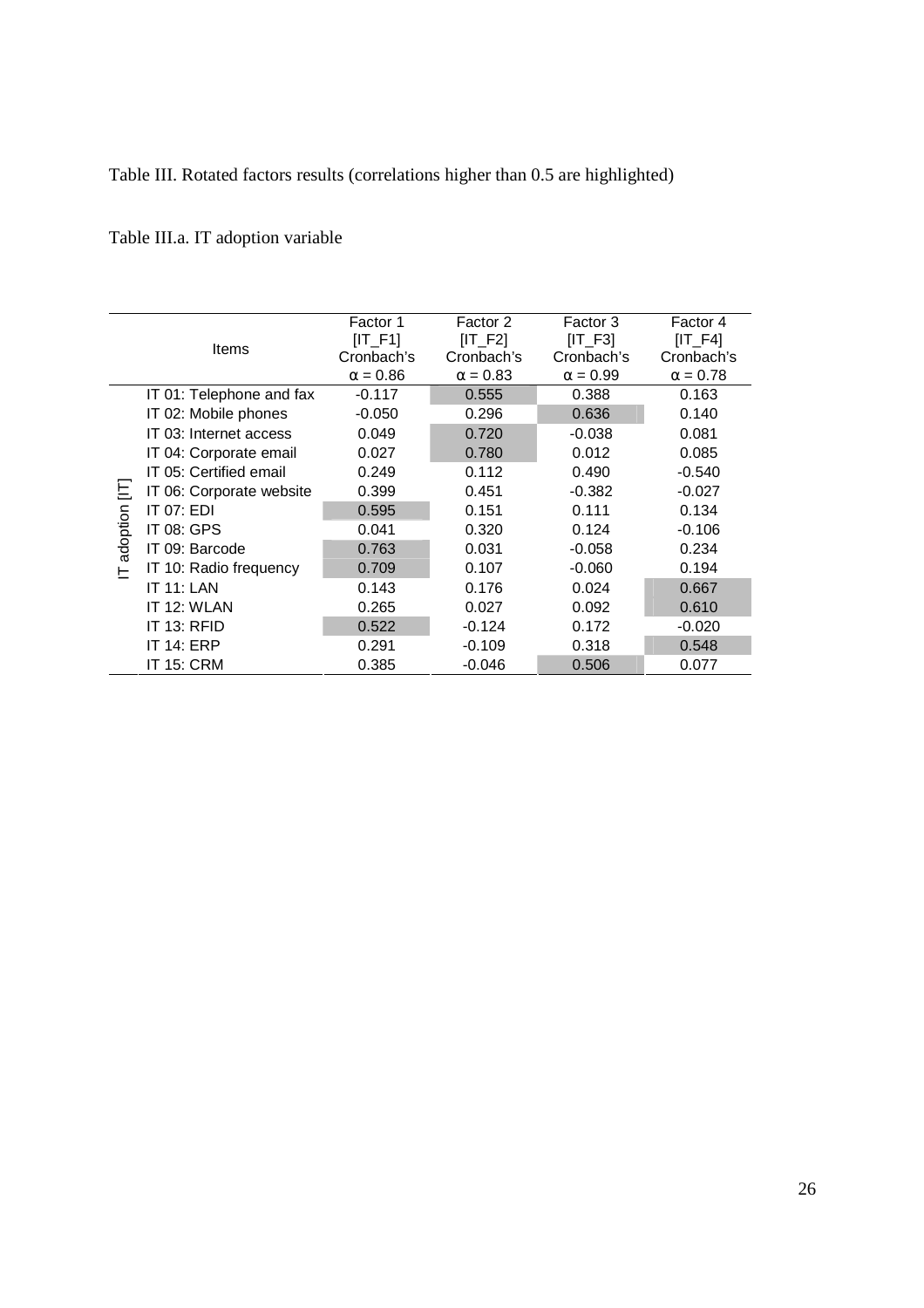Table III. Rotated factors results (correlations higher than 0.5 are highlighted)

Table III.a. IT adoption variable

| | Items | Factor 1 [IT_F1] Cronbach's α = 0.86 | Factor 2 [IT_F2] Cronbach's α = 0.83 | Factor 3 [IT_F3] Cronbach's α = 0.99 | Factor 4 [IT_F4] Cronbach's α = 0.78 |
|---|---|---|---|---|---|
| IT adoption [IT] | IT 01: Telephone and fax | -0.117 | **0.555** | 0.388 | 0.163 |
| | IT 02: Mobile phones | -0.050 | 0.296 | **0.636** | 0.140 |
| | IT 03: Internet access | 0.049 | **0.720** | -0.038 | 0.081 |
| | IT 04: Corporate email | 0.027 | **0.780** | 0.012 | 0.085 |
| | IT 05: Certified email | 0.249 | 0.112 | 0.490 | -0.540 |
| | IT 06: Corporate website | 0.399 | 0.451 | -0.382 | -0.027 |
| | IT 07: EDI | **0.595** | 0.151 | 0.111 | 0.134 |
| | IT 08: GPS | 0.041 | 0.320 | 0.124 | -0.106 |
| | IT 09: Barcode | **0.763** | 0.031 | -0.058 | 0.234 |
| | IT 10: Radio frequency | **0.709** | 0.107 | -0.060 | 0.194 |
| | IT 11: LAN | 0.143 | 0.176 | 0.024 | **0.667** |
| | IT 12: WLAN | 0.265 | 0.027 | 0.092 | **0.610** |
| | IT 13: RFID | **0.522** | -0.124 | 0.172 | -0.020 |
| | IT 14: ERP | 0.291 | -0.109 | 0.318 | **0.548** |
| | IT 15: CRM | 0.385 | -0.046 | **0.506** | 0.077 |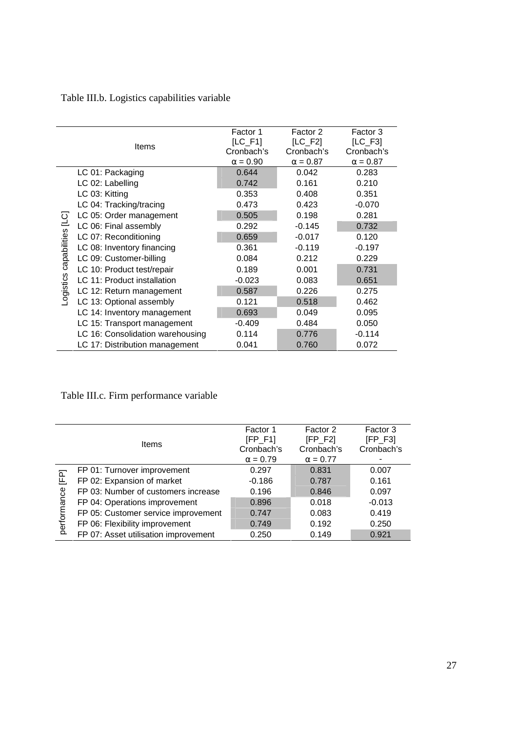Table III.b. Logistics capabilities variable

| | Items | Factor 1 [LC_F1] Cronbach's $\alpha = 0.90$ | Factor 2 [LC_F2] Cronbach's $\alpha = 0.87$ | Factor 3 [LC_F3] Cronbach's $\alpha = 0.87$ |
|---|---|---|---|---|
| Logistics capabilities [LC] | LC 01: Packaging | 0.644 | 0.042 | 0.283 |
| | LC 02: Labelling | 0.742 | 0.161 | 0.210 |
| | LC 03: Kitting | 0.353 | 0.408 | 0.351 |
| | LC 04: Tracking/tracing | 0.473 | 0.423 | -0.070 |
| | LC 05: Order management | 0.505 | 0.198 | 0.281 |
| | LC 06: Final assembly | 0.292 | -0.145 | 0.732 |
| | LC 07: Reconditioning | 0.659 | -0.017 | 0.120 |
| | LC 08: Inventory financing | 0.361 | -0.119 | -0.197 |
| | LC 09: Customer-billing | 0.084 | 0.212 | 0.229 |
| | LC 10: Product test/repair | 0.189 | 0.001 | 0.731 |
| | LC 11: Product installation | -0.023 | 0.083 | 0.651 |
| | LC 12: Return management | 0.587 | 0.226 | 0.275 |
| | LC 13: Optional assembly | 0.121 | 0.518 | 0.462 |
| | LC 14: Inventory management | 0.693 | 0.049 | 0.095 |
| | LC 15: Transport management | -0.409 | 0.484 | 0.050 |
| | LC 16: Consolidation warehousing | 0.114 | 0.776 | -0.114 |
| | LC 17: Distribution management | 0.041 | 0.760 | 0.072 |

Table III.c. Firm performance variable

| | Items | Factor 1 [FP_F1] Cronbach's $\alpha = 0.79$ | Factor 2 [FP_F2] Cronbach's $\alpha = 0.77$ | Factor 3 [FP_F3] Cronbach's - |
|---|---|---|---|---|
| performance [FP] | FP 01: Turnover improvement | 0.297 | 0.831 | 0.007 |
| | FP 02: Expansion of market | -0.186 | 0.787 | 0.161 |
| | FP 03: Number of customers increase | 0.196 | 0.846 | 0.097 |
| | FP 04: Operations improvement | 0.896 | 0.018 | -0.013 |
| | FP 05: Customer service improvement | 0.747 | 0.083 | 0.419 |
| | FP 06: Flexibility improvement | 0.749 | 0.192 | 0.250 |
| | FP 07: Asset utilisation improvement | 0.250 | 0.149 | 0.921 |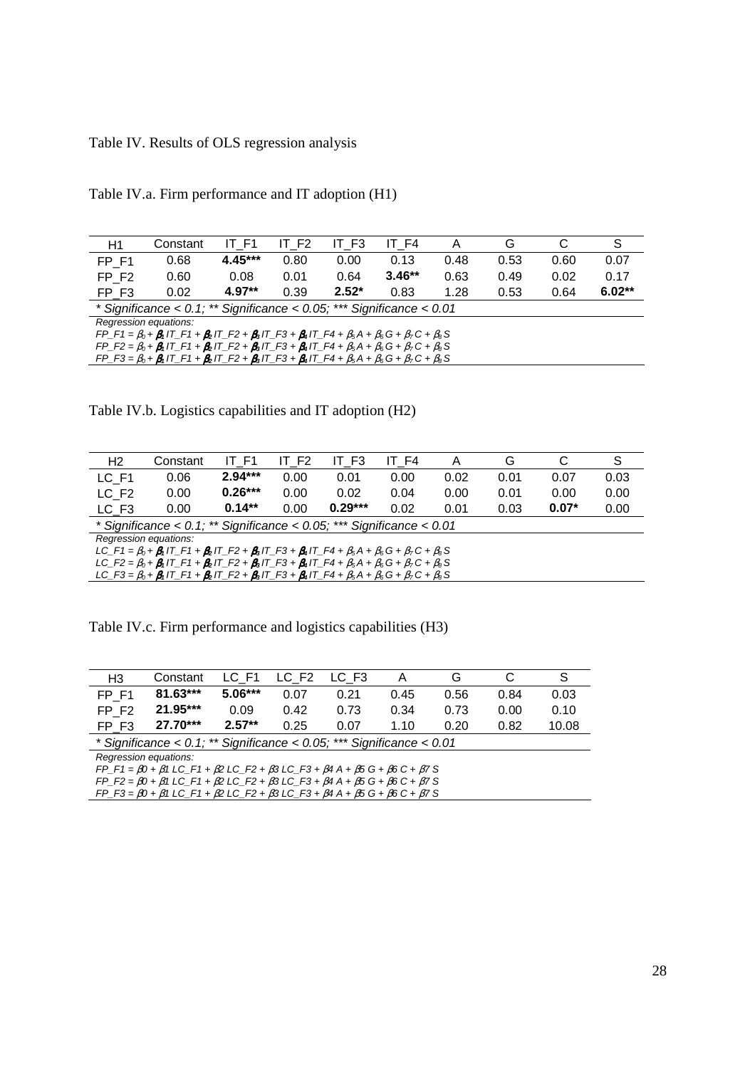Table IV. Results of OLS regression analysis

Table IV.a. Firm performance and IT adoption (H1)

| H1 | Constant | IT_F1 | IT_F2 | IT_F3 | IT_F4 | A | G | C | S |
|---|---|---|---|---|---|---|---|---|---|
| FP_F1 | 0.68 | **4.45*** ** | 0.80 | 0.00 | 0.13 | 0.48 | 0.53 | 0.60 | 0.07 |
| FP_F2 | 0.60 | 0.08 | 0.01 | 0.64 | **3.46** ** | 0.63 | 0.49 | 0.02 | 0.17 |
| FP_F3 | 0.02 | **4.97** ** | 0.39 | **2.52*** | 0.83 | 1.28 | 0.53 | 0.64 | **6.02** ** |

*\* Significance < 0.1; \*\* Significance < 0.05; \*\*\* Significance < 0.01*

*Regression equations:*

$FP\_F1 = \beta_0 + \boldsymbol{\beta_1} IT\_F1 + \boldsymbol{\beta_2} IT\_F2 + \boldsymbol{\beta_3} IT\_F3 + \boldsymbol{\beta_4} IT\_F4 + \beta_5 A + \beta_6 G + \beta_7 C + \beta_8 S$

$FP\_F2 = \beta_0 + \boldsymbol{\beta_1} IT\_F1 + \boldsymbol{\beta_2} IT\_F2 + \boldsymbol{\beta_3} IT\_F3 + \boldsymbol{\beta_4} IT\_F4 + \beta_5 A + \beta_6 G + \beta_7 C + \beta_8 S$

$FP\_F3 = \beta_0 + \boldsymbol{\beta_1} IT\_F1 + \boldsymbol{\beta_2} IT\_F2 + \boldsymbol{\beta_3} IT\_F3 + \boldsymbol{\beta_4} IT\_F4 + \beta_5 A + \beta_6 G + \beta_7 C + \beta_8 S$

Table IV.b. Logistics capabilities and IT adoption (H2)

| H2 | Constant | IT_F1 | IT_F2 | IT_F3 | IT_F4 | A | G | C | S |
|---|---|---|---|---|---|---|---|---|---|
| LC_F1 | 0.06 | **2.94*** ** | 0.00 | 0.01 | 0.00 | 0.02 | 0.01 | 0.07 | 0.03 |
| LC_F2 | 0.00 | **0.26*** ** | 0.00 | 0.02 | 0.04 | 0.00 | 0.01 | 0.00 | 0.00 |
| LC_F3 | 0.00 | **0.14** ** | 0.00 | **0.29*** ** | 0.02 | 0.01 | 0.03 | **0.07*** | 0.00 |

*\* Significance < 0.1; \*\* Significance < 0.05; \*\*\* Significance < 0.01*

*Regression equations:*

$LC\_F1 = \beta_0 + \boldsymbol{\beta_1} IT\_F1 + \boldsymbol{\beta_2} IT\_F2 + \boldsymbol{\beta_3} IT\_F3 + \boldsymbol{\beta_4} IT\_F4 + \beta_5 A + \beta_6 G + \beta_7 C + \beta_8 S$

$LC\_F2 = \beta_0 + \boldsymbol{\beta_1} IT\_F1 + \boldsymbol{\beta_2} IT\_F2 + \boldsymbol{\beta_3} IT\_F3 + \boldsymbol{\beta_4} IT\_F4 + \beta_5 A + \beta_6 G + \beta_7 C + \beta_8 S$

$LC\_F3 = \beta_0 + \boldsymbol{\beta_1} IT\_F1 + \boldsymbol{\beta_2} IT\_F2 + \boldsymbol{\beta_3} IT\_F3 + \boldsymbol{\beta_4} IT\_F4 + \beta_5 A + \beta_6 G + \beta_7 C + \beta_8 S$

Table IV.c. Firm performance and logistics capabilities (H3)

| H3 | Constant | LC_F1 | LC_F2 | LC_F3 | A | G | C | S |
|---|---|---|---|---|---|---|---|---|
| FP_F1 | **81.63*** ** | **5.06*** ** | 0.07 | 0.21 | 0.45 | 0.56 | 0.84 | 0.03 |
| FP_F2 | **21.95*** ** | 0.09 | 0.42 | 0.73 | 0.34 | 0.73 | 0.00 | 0.10 |
| FP_F3 | **27.70*** ** | **2.57** ** | 0.25 | 0.07 | 1.10 | 0.20 | 0.82 | 10.08 |

*\* Significance < 0.1; \*\* Significance < 0.05; \*\*\* Significance < 0.01*

*Regression equations:*

$FP\_F1 = \beta 0 + \beta 1\ LC\_F1 + \beta 2\ LC\_F2 + \beta 3\ LC\_F3 + \beta 4\ A + \beta 5\ G + \beta 6\ C + \beta 7\ S$

$FP\_F2 = \beta 0 + \beta 1\ LC\_F1 + \beta 2\ LC\_F2 + \beta 3\ LC\_F3 + \beta 4\ A + \beta 5\ G + \beta 6\ C + \beta 7\ S$

$FP\_F3 = \beta 0 + \beta 1\ LC\_F1 + \beta 2\ LC\_F2 + \beta 3\ LC\_F3 + \beta 4\ A + \beta 5\ G + \beta 6\ C + \beta 7\ S$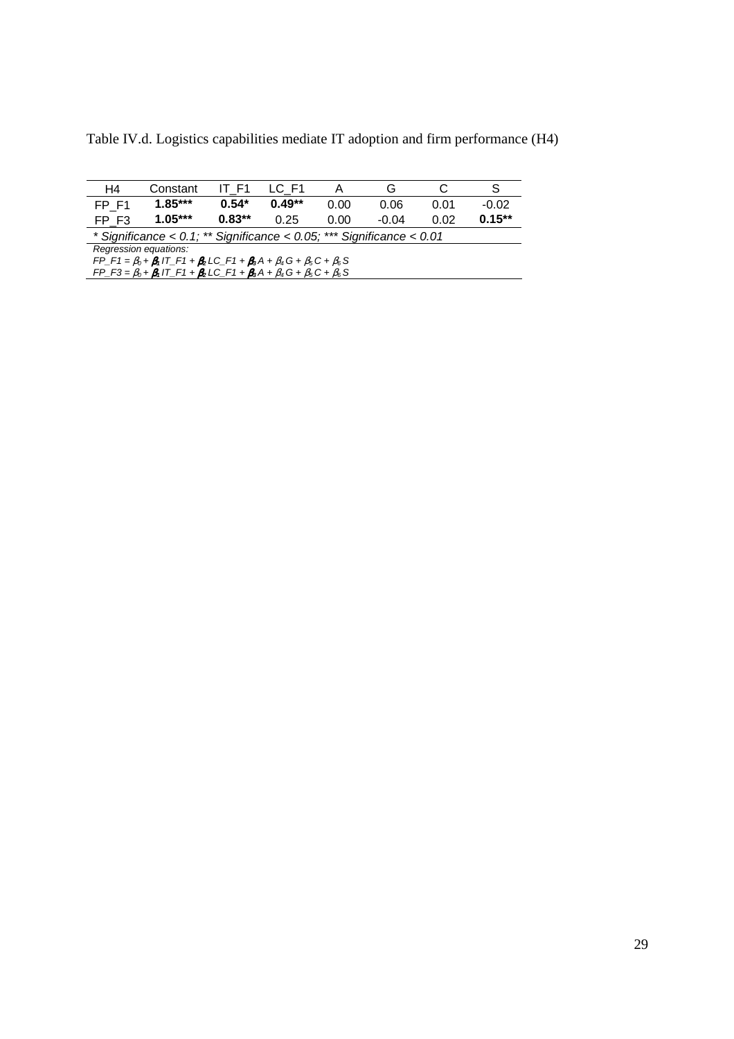Table IV.d. Logistics capabilities mediate IT adoption and firm performance (H4)

| H4 | Constant | IT_F1 | LC_F1 | A | G | C | S |
|---|---|---|---|---|---|---|---|
| FP_F1 | **1.85*** ** | **0.54*** | **0.49**** | 0.00 | 0.06 | 0.01 | -0.02 |
| FP_F3 | **1.05*** ** | **0.83**** | 0.25 | 0.00 | -0.04 | 0.02 | **0.15**** |

*\* Significance < 0.1; \*\* Significance < 0.05; \*\*\* Significance < 0.01*

*Regression equations:*

$FP\_F1 = \beta_0 + \boldsymbol{\beta_1} IT\_F1 + \boldsymbol{\beta_2} LC\_F1 + \boldsymbol{\beta_3} A + \beta_4 G + \beta_5 C + \beta_6 S$

$FP\_F3 = \beta_0 + \boldsymbol{\beta_1} IT\_F1 + \boldsymbol{\beta_2} LC\_F1 + \boldsymbol{\beta_3} A + \beta_4 G + \beta_5 C + \beta_6 S$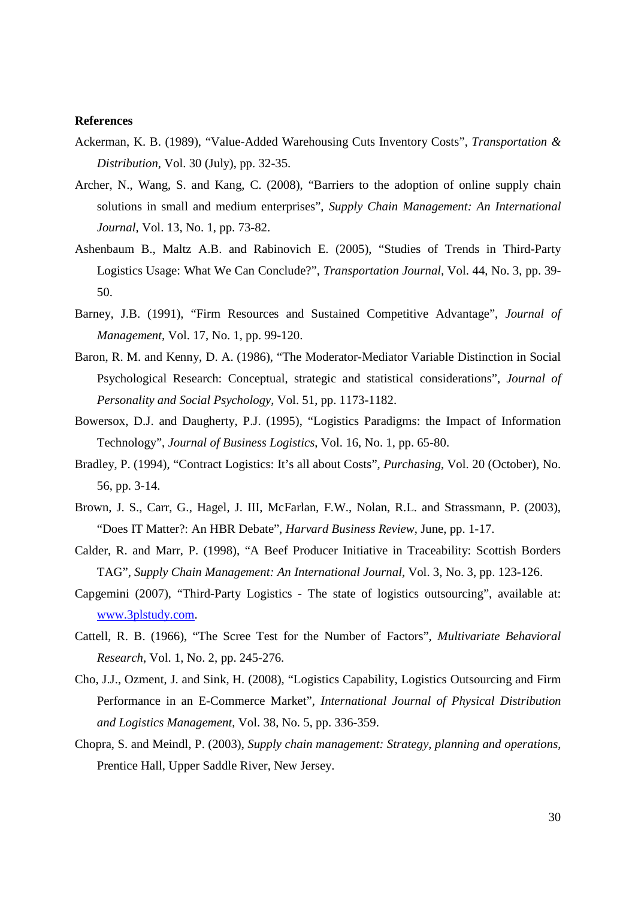**References**

Ackerman, K. B. (1989), "Value-Added Warehousing Cuts Inventory Costs", *Transportation & Distribution*, Vol. 30 (July), pp. 32-35.

Archer, N., Wang, S. and Kang, C. (2008), "Barriers to the adoption of online supply chain solutions in small and medium enterprises", *Supply Chain Management: An International Journal*, Vol. 13, No. 1, pp. 73-82.

Ashenbaum B., Maltz A.B. and Rabinovich E. (2005), "Studies of Trends in Third-Party Logistics Usage: What We Can Conclude?", *Transportation Journal*, Vol. 44, No. 3, pp. 39-50.

Barney, J.B. (1991), "Firm Resources and Sustained Competitive Advantage", *Journal of Management*, Vol. 17, No. 1, pp. 99-120.

Baron, R. M. and Kenny, D. A. (1986), "The Moderator-Mediator Variable Distinction in Social Psychological Research: Conceptual, strategic and statistical considerations", *Journal of Personality and Social Psychology*, Vol. 51, pp. 1173-1182.

Bowersox, D.J. and Daugherty, P.J. (1995), "Logistics Paradigms: the Impact of Information Technology", *Journal of Business Logistics*, Vol. 16, No. 1, pp. 65-80.

Bradley, P. (1994), "Contract Logistics: It's all about Costs", *Purchasing*, Vol. 20 (October), No. 56, pp. 3-14.

Brown, J. S., Carr, G., Hagel, J. III, McFarlan, F.W., Nolan, R.L. and Strassmann, P. (2003), "Does IT Matter?: An HBR Debate", *Harvard Business Review*, June, pp. 1-17.

Calder, R. and Marr, P. (1998), "A Beef Producer Initiative in Traceability: Scottish Borders TAG", *Supply Chain Management: An International Journal*, Vol. 3, No. 3, pp. 123-126.

Capgemini (2007), "Third-Party Logistics - The state of logistics outsourcing", available at: www.3plstudy.com.

Cattell, R. B. (1966), "The Scree Test for the Number of Factors", *Multivariate Behavioral Research*, Vol. 1, No. 2, pp. 245-276.

Cho, J.J., Ozment, J. and Sink, H. (2008), "Logistics Capability, Logistics Outsourcing and Firm Performance in an E-Commerce Market", *International Journal of Physical Distribution and Logistics Management*, Vol. 38, No. 5, pp. 336-359.

Chopra, S. and Meindl, P. (2003), *Supply chain management: Strategy, planning and operations*, Prentice Hall, Upper Saddle River, New Jersey.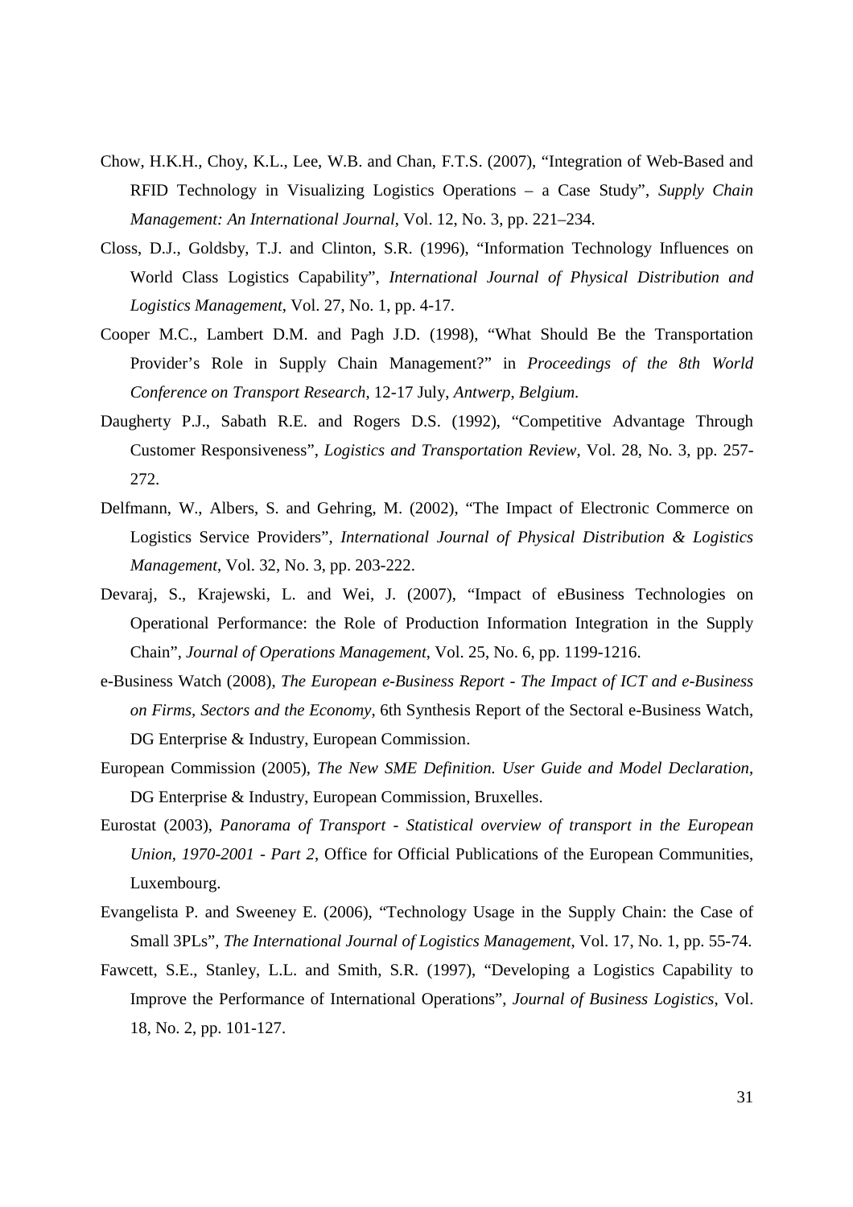Chow, H.K.H., Choy, K.L., Lee, W.B. and Chan, F.T.S. (2007), "Integration of Web-Based and RFID Technology in Visualizing Logistics Operations – a Case Study", *Supply Chain Management: An International Journal*, Vol. 12, No. 3, pp. 221–234.

Closs, D.J., Goldsby, T.J. and Clinton, S.R. (1996), "Information Technology Influences on World Class Logistics Capability", *International Journal of Physical Distribution and Logistics Management*, Vol. 27, No. 1, pp. 4-17.

Cooper M.C., Lambert D.M. and Pagh J.D. (1998), "What Should Be the Transportation Provider's Role in Supply Chain Management?" in *Proceedings of the 8th World Conference on Transport Research*, 12-17 July, *Antwerp, Belgium*.

Daugherty P.J., Sabath R.E. and Rogers D.S. (1992), "Competitive Advantage Through Customer Responsiveness", *Logistics and Transportation Review*, Vol. 28, No. 3, pp. 257-272.

Delfmann, W., Albers, S. and Gehring, M. (2002), "The Impact of Electronic Commerce on Logistics Service Providers", *International Journal of Physical Distribution & Logistics Management*, Vol. 32, No. 3, pp. 203-222.

Devaraj, S., Krajewski, L. and Wei, J. (2007), "Impact of eBusiness Technologies on Operational Performance: the Role of Production Information Integration in the Supply Chain", *Journal of Operations Management*, Vol. 25, No. 6, pp. 1199-1216.

e-Business Watch (2008), *The European e-Business Report - The Impact of ICT and e-Business on Firms, Sectors and the Economy*, 6th Synthesis Report of the Sectoral e-Business Watch, DG Enterprise & Industry, European Commission.

European Commission (2005), *The New SME Definition. User Guide and Model Declaration*, DG Enterprise & Industry, European Commission, Bruxelles.

Eurostat (2003), *Panorama of Transport - Statistical overview of transport in the European Union, 1970-2001 - Part 2*, Office for Official Publications of the European Communities, Luxembourg.

Evangelista P. and Sweeney E. (2006), "Technology Usage in the Supply Chain: the Case of Small 3PLs", *The International Journal of Logistics Management*, Vol. 17, No. 1, pp. 55-74.

Fawcett, S.E., Stanley, L.L. and Smith, S.R. (1997), "Developing a Logistics Capability to Improve the Performance of International Operations", *Journal of Business Logistics*, Vol. 18, No. 2, pp. 101-127.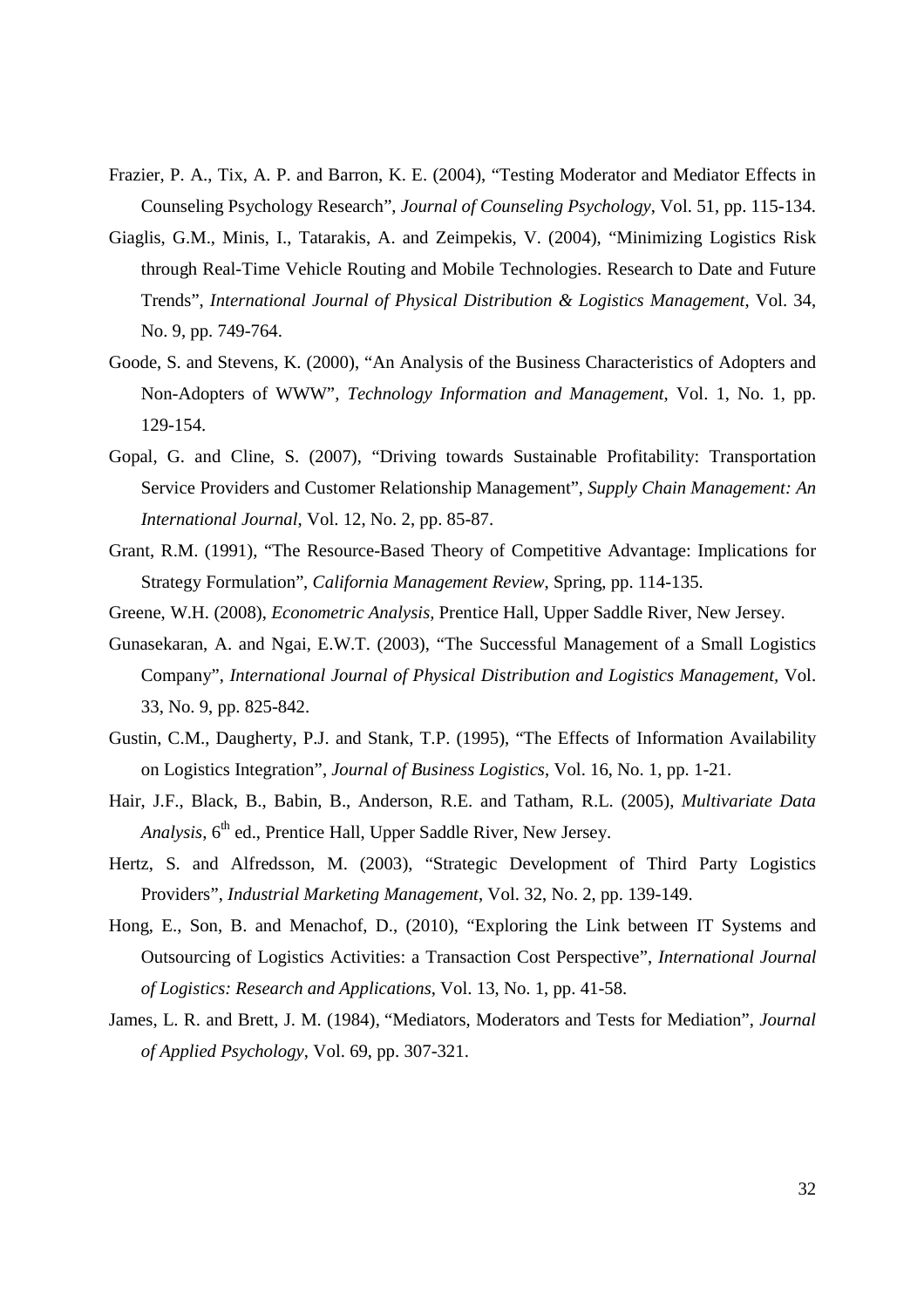Frazier, P. A., Tix, A. P. and Barron, K. E. (2004), "Testing Moderator and Mediator Effects in Counseling Psychology Research", *Journal of Counseling Psychology*, Vol. 51, pp. 115-134.

Giaglis, G.M., Minis, I., Tatarakis, A. and Zeimpekis, V. (2004), "Minimizing Logistics Risk through Real-Time Vehicle Routing and Mobile Technologies. Research to Date and Future Trends", *International Journal of Physical Distribution & Logistics Management*, Vol. 34, No. 9, pp. 749-764.

Goode, S. and Stevens, K. (2000), "An Analysis of the Business Characteristics of Adopters and Non-Adopters of WWW", *Technology Information and Management*, Vol. 1, No. 1, pp. 129-154.

Gopal, G. and Cline, S. (2007), "Driving towards Sustainable Profitability: Transportation Service Providers and Customer Relationship Management", *Supply Chain Management: An International Journal*, Vol. 12, No. 2, pp. 85-87.

Grant, R.M. (1991), "The Resource-Based Theory of Competitive Advantage: Implications for Strategy Formulation", *California Management Review*, Spring, pp. 114-135.

Greene, W.H. (2008), *Econometric Analysis*, Prentice Hall, Upper Saddle River, New Jersey.

Gunasekaran, A. and Ngai, E.W.T. (2003), "The Successful Management of a Small Logistics Company", *International Journal of Physical Distribution and Logistics Management*, Vol. 33, No. 9, pp. 825-842.

Gustin, C.M., Daugherty, P.J. and Stank, T.P. (1995), "The Effects of Information Availability on Logistics Integration", *Journal of Business Logistics*, Vol. 16, No. 1, pp. 1-21.

Hair, J.F., Black, B., Babin, B., Anderson, R.E. and Tatham, R.L. (2005), *Multivariate Data Analysis*, 6th ed., Prentice Hall, Upper Saddle River, New Jersey.

Hertz, S. and Alfredsson, M. (2003), "Strategic Development of Third Party Logistics Providers", *Industrial Marketing Management*, Vol. 32, No. 2, pp. 139-149.

Hong, E., Son, B. and Menachof, D., (2010), "Exploring the Link between IT Systems and Outsourcing of Logistics Activities: a Transaction Cost Perspective", *International Journal of Logistics: Research and Applications*, Vol. 13, No. 1, pp. 41-58.

James, L. R. and Brett, J. M. (1984), "Mediators, Moderators and Tests for Mediation", *Journal of Applied Psychology*, Vol. 69, pp. 307-321.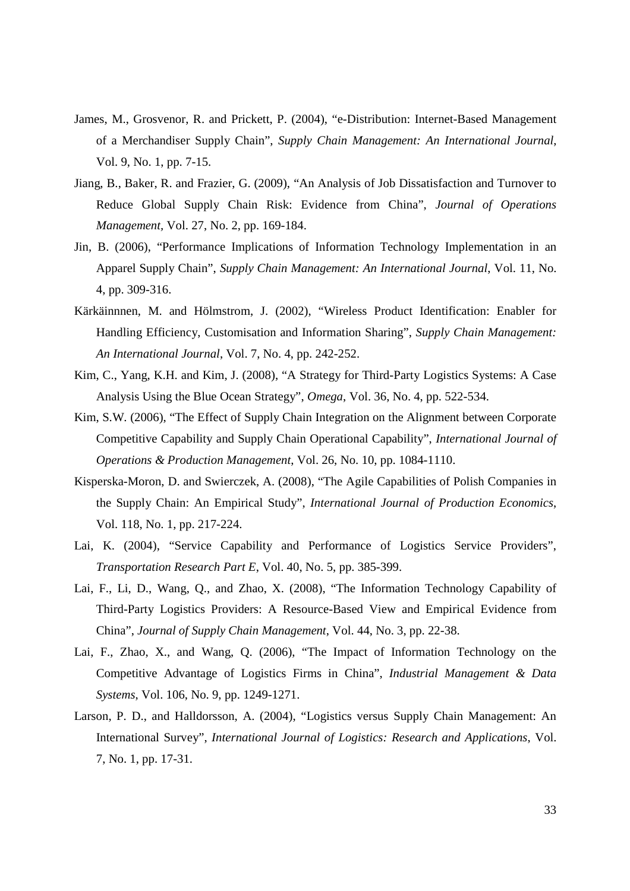James, M., Grosvenor, R. and Prickett, P. (2004), "e-Distribution: Internet-Based Management of a Merchandiser Supply Chain", *Supply Chain Management: An International Journal*, Vol. 9, No. 1, pp. 7-15.

Jiang, B., Baker, R. and Frazier, G. (2009), "An Analysis of Job Dissatisfaction and Turnover to Reduce Global Supply Chain Risk: Evidence from China", *Journal of Operations Management*, Vol. 27, No. 2, pp. 169-184.

Jin, B. (2006), "Performance Implications of Information Technology Implementation in an Apparel Supply Chain", *Supply Chain Management: An International Journal*, Vol. 11, No. 4, pp. 309-316.

Kärkäinnnen, M. and Hölmstrom, J. (2002), "Wireless Product Identification: Enabler for Handling Efficiency, Customisation and Information Sharing", *Supply Chain Management: An International Journal*, Vol. 7, No. 4, pp. 242-252.

Kim, C., Yang, K.H. and Kim, J. (2008), "A Strategy for Third-Party Logistics Systems: A Case Analysis Using the Blue Ocean Strategy", *Omega*, Vol. 36, No. 4, pp. 522-534.

Kim, S.W. (2006), "The Effect of Supply Chain Integration on the Alignment between Corporate Competitive Capability and Supply Chain Operational Capability", *International Journal of Operations & Production Management*, Vol. 26, No. 10, pp. 1084-1110.

Kisperska-Moron, D. and Swierczek, A. (2008), "The Agile Capabilities of Polish Companies in the Supply Chain: An Empirical Study", *International Journal of Production Economics*, Vol. 118, No. 1, pp. 217-224.

Lai, K. (2004), "Service Capability and Performance of Logistics Service Providers", *Transportation Research Part E*, Vol. 40, No. 5, pp. 385-399.

Lai, F., Li, D., Wang, Q., and Zhao, X. (2008), "The Information Technology Capability of Third-Party Logistics Providers: A Resource-Based View and Empirical Evidence from China", *Journal of Supply Chain Management*, Vol. 44, No. 3, pp. 22-38.

Lai, F., Zhao, X., and Wang, Q. (2006), "The Impact of Information Technology on the Competitive Advantage of Logistics Firms in China", *Industrial Management & Data Systems*, Vol. 106, No. 9, pp. 1249-1271.

Larson, P. D., and Halldorsson, A. (2004), "Logistics versus Supply Chain Management: An International Survey", *International Journal of Logistics: Research and Applications*, Vol. 7, No. 1, pp. 17-31.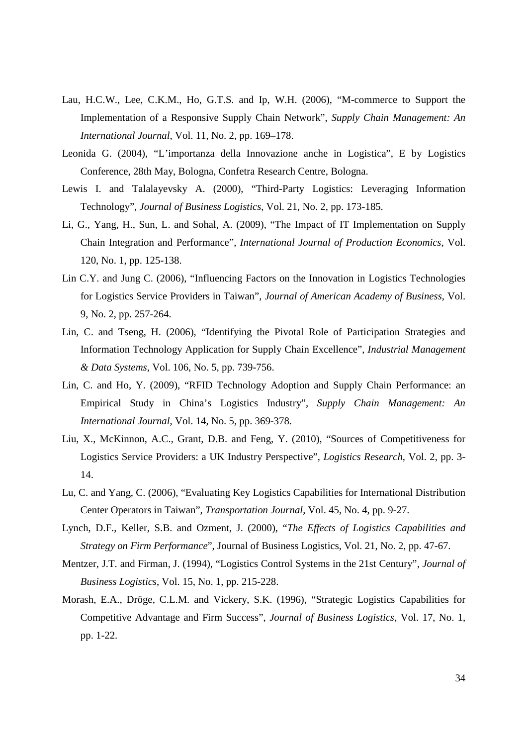Lau, H.C.W., Lee, C.K.M., Ho, G.T.S. and Ip, W.H. (2006), "M-commerce to Support the Implementation of a Responsive Supply Chain Network", *Supply Chain Management: An International Journal*, Vol. 11, No. 2, pp. 169–178.

Leonida G. (2004), "L'importanza della Innovazione anche in Logistica", E by Logistics Conference, 28th May, Bologna, Confetra Research Centre, Bologna.

Lewis I. and Talalayevsky A. (2000), "Third-Party Logistics: Leveraging Information Technology", *Journal of Business Logistics*, Vol. 21, No. 2, pp. 173-185.

Li, G., Yang, H., Sun, L. and Sohal, A. (2009), "The Impact of IT Implementation on Supply Chain Integration and Performance", *International Journal of Production Economics*, Vol. 120, No. 1, pp. 125-138.

Lin C.Y. and Jung C. (2006), "Influencing Factors on the Innovation in Logistics Technologies for Logistics Service Providers in Taiwan", *Journal of American Academy of Business*, Vol. 9, No. 2, pp. 257-264.

Lin, C. and Tseng, H. (2006), "Identifying the Pivotal Role of Participation Strategies and Information Technology Application for Supply Chain Excellence", *Industrial Management & Data Systems*, Vol. 106, No. 5, pp. 739-756.

Lin, C. and Ho, Y. (2009), "RFID Technology Adoption and Supply Chain Performance: an Empirical Study in China's Logistics Industry", *Supply Chain Management: An International Journal*, Vol. 14, No. 5, pp. 369-378.

Liu, X., McKinnon, A.C., Grant, D.B. and Feng, Y. (2010), "Sources of Competitiveness for Logistics Service Providers: a UK Industry Perspective", *Logistics Research*, Vol. 2, pp. 3-14.

Lu, C. and Yang, C. (2006), "Evaluating Key Logistics Capabilities for International Distribution Center Operators in Taiwan", *Transportation Journal*, Vol. 45, No. 4, pp. 9-27.

Lynch, D.F., Keller, S.B. and Ozment, J. (2000), "*The Effects of Logistics Capabilities and Strategy on Firm Performance*", Journal of Business Logistics, Vol. 21, No. 2, pp. 47-67.

Mentzer, J.T. and Firman, J. (1994), "Logistics Control Systems in the 21st Century", *Journal of Business Logistics*, Vol. 15, No. 1, pp. 215-228.

Morash, E.A., Dröge, C.L.M. and Vickery, S.K. (1996), "Strategic Logistics Capabilities for Competitive Advantage and Firm Success", *Journal of Business Logistics*, Vol. 17, No. 1, pp. 1-22.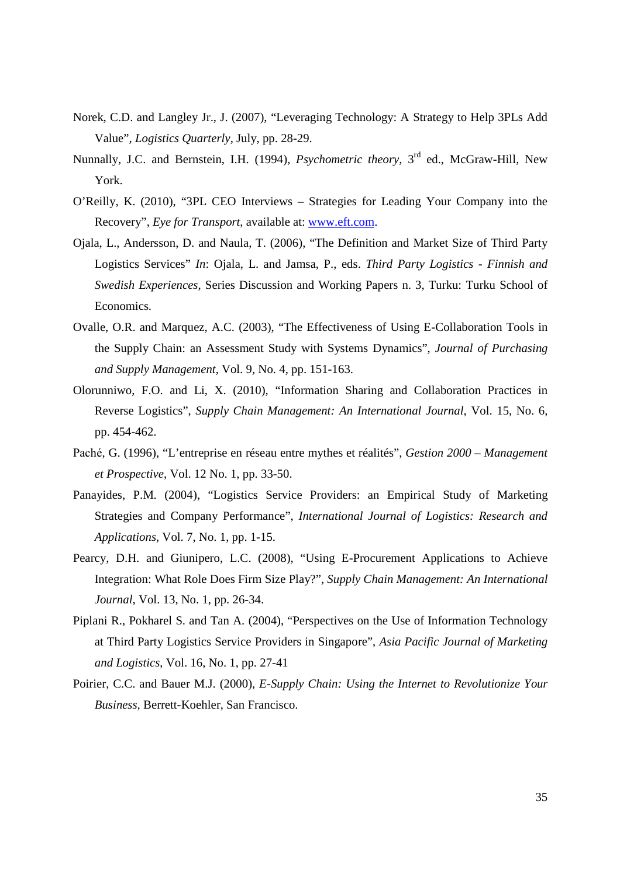Norek, C.D. and Langley Jr., J. (2007), "Leveraging Technology: A Strategy to Help 3PLs Add Value", *Logistics Quarterly*, July, pp. 28-29.

Nunnally, J.C. and Bernstein, I.H. (1994), *Psychometric theory*, 3rd ed., McGraw-Hill, New York.

O'Reilly, K. (2010), "3PL CEO Interviews – Strategies for Leading Your Company into the Recovery", *Eye for Transport*, available at: www.eft.com.

Ojala, L., Andersson, D. and Naula, T. (2006), "The Definition and Market Size of Third Party Logistics Services" *In*: Ojala, L. and Jamsa, P., eds. *Third Party Logistics - Finnish and Swedish Experiences*, Series Discussion and Working Papers n. 3, Turku: Turku School of Economics.

Ovalle, O.R. and Marquez, A.C. (2003), "The Effectiveness of Using E-Collaboration Tools in the Supply Chain: an Assessment Study with Systems Dynamics", *Journal of Purchasing and Supply Management*, Vol. 9, No. 4, pp. 151-163.

Olorunniwo, F.O. and Li, X. (2010), "Information Sharing and Collaboration Practices in Reverse Logistics", *Supply Chain Management: An International Journal*, Vol. 15, No. 6, pp. 454-462.

Paché, G. (1996), "L'entreprise en réseau entre mythes et réalités", *Gestion 2000 – Management et Prospective*, Vol. 12 No. 1, pp. 33-50.

Panayides, P.M. (2004), "Logistics Service Providers: an Empirical Study of Marketing Strategies and Company Performance", *International Journal of Logistics: Research and Applications*, Vol. 7, No. 1, pp. 1-15.

Pearcy, D.H. and Giunipero, L.C. (2008), "Using E-Procurement Applications to Achieve Integration: What Role Does Firm Size Play?", *Supply Chain Management: An International Journal*, Vol. 13, No. 1, pp. 26-34.

Piplani R., Pokharel S. and Tan A. (2004), "Perspectives on the Use of Information Technology at Third Party Logistics Service Providers in Singapore", *Asia Pacific Journal of Marketing and Logistics*, Vol. 16, No. 1, pp. 27-41

Poirier, C.C. and Bauer M.J. (2000), *E-Supply Chain: Using the Internet to Revolutionize Your Business*, Berrett-Koehler, San Francisco.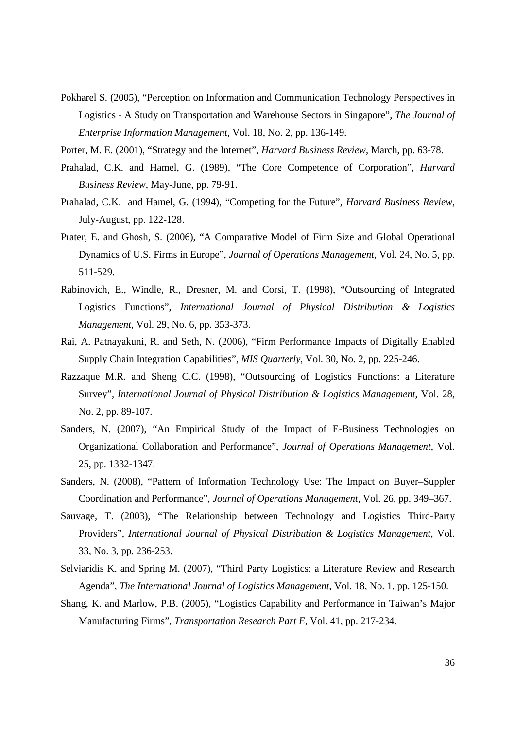Pokharel S. (2005), "Perception on Information and Communication Technology Perspectives in Logistics - A Study on Transportation and Warehouse Sectors in Singapore", *The Journal of Enterprise Information Management*, Vol. 18, No. 2, pp. 136-149.

Porter, M. E. (2001), "Strategy and the Internet", *Harvard Business Review*, March, pp. 63-78.

Prahalad, C.K. and Hamel, G. (1989), "The Core Competence of Corporation", *Harvard Business Review*, May-June, pp. 79-91.

Prahalad, C.K. and Hamel, G. (1994), "Competing for the Future", *Harvard Business Review*, July-August, pp. 122-128.

Prater, E. and Ghosh, S. (2006), "A Comparative Model of Firm Size and Global Operational Dynamics of U.S. Firms in Europe", *Journal of Operations Management*, Vol. 24, No. 5, pp. 511-529.

Rabinovich, E., Windle, R., Dresner, M. and Corsi, T. (1998), "Outsourcing of Integrated Logistics Functions", *International Journal of Physical Distribution & Logistics Management*, Vol. 29, No. 6, pp. 353-373.

Rai, A. Patnayakuni, R. and Seth, N. (2006), "Firm Performance Impacts of Digitally Enabled Supply Chain Integration Capabilities", *MIS Quarterly*, Vol. 30, No. 2, pp. 225-246.

Razzaque M.R. and Sheng C.C. (1998), "Outsourcing of Logistics Functions: a Literature Survey", *International Journal of Physical Distribution & Logistics Management*, Vol. 28, No. 2, pp. 89-107.

Sanders, N. (2007), "An Empirical Study of the Impact of E-Business Technologies on Organizational Collaboration and Performance", *Journal of Operations Management*, Vol. 25, pp. 1332-1347.

Sanders, N. (2008), "Pattern of Information Technology Use: The Impact on Buyer–Suppler Coordination and Performance", *Journal of Operations Management*, Vol. 26, pp. 349–367.

Sauvage, T. (2003), "The Relationship between Technology and Logistics Third-Party Providers", *International Journal of Physical Distribution & Logistics Management*, Vol. 33, No. 3, pp. 236-253.

Selviaridis K. and Spring M. (2007), "Third Party Logistics: a Literature Review and Research Agenda", *The International Journal of Logistics Management*, Vol. 18, No. 1, pp. 125-150.

Shang, K. and Marlow, P.B. (2005), "Logistics Capability and Performance in Taiwan's Major Manufacturing Firms", *Transportation Research Part E*, Vol. 41, pp. 217-234.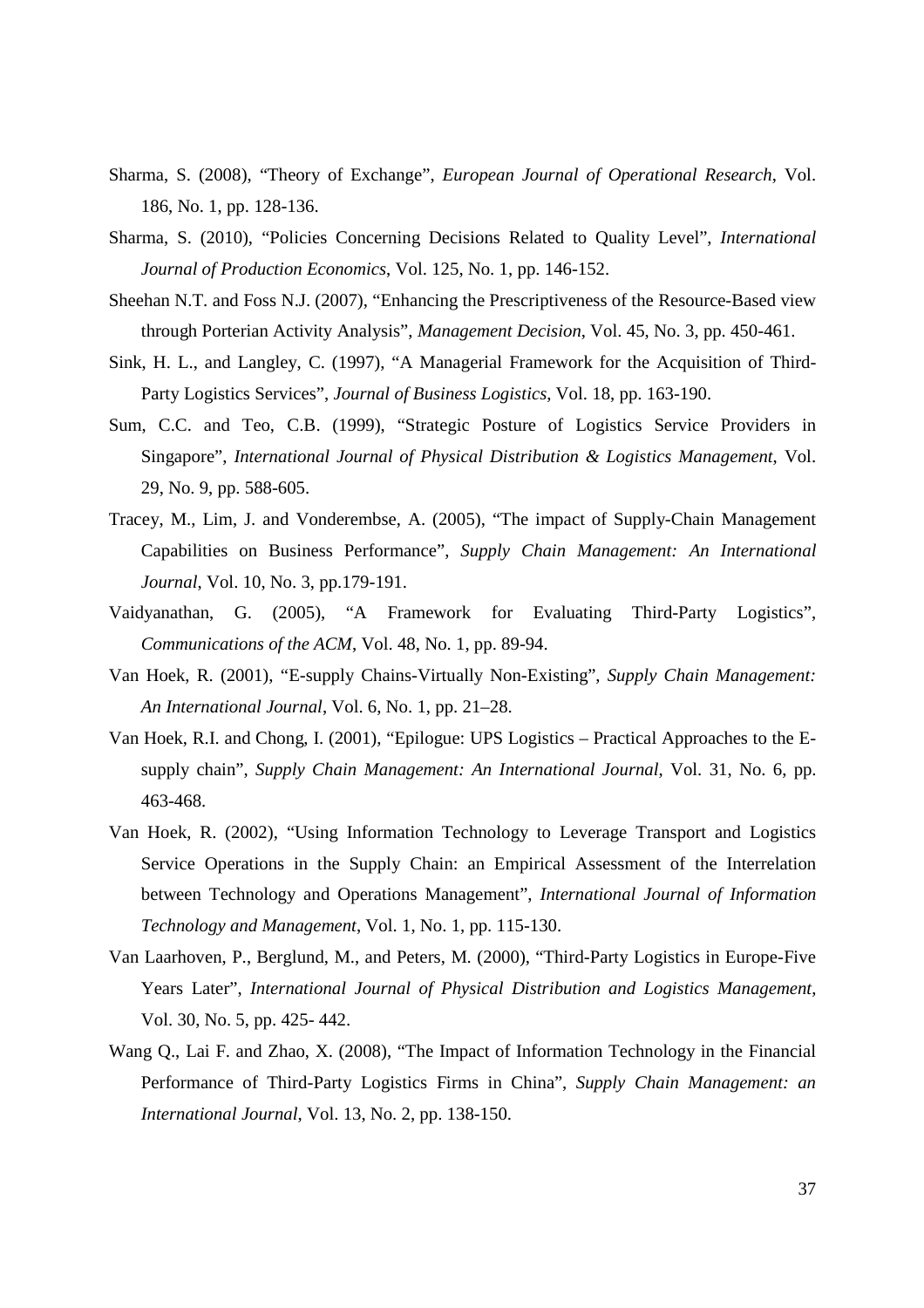Sharma, S. (2008), "Theory of Exchange", *European Journal of Operational Research*, Vol. 186, No. 1, pp. 128-136.

Sharma, S. (2010), "Policies Concerning Decisions Related to Quality Level", *International Journal of Production Economics*, Vol. 125, No. 1, pp. 146-152.

Sheehan N.T. and Foss N.J. (2007), "Enhancing the Prescriptiveness of the Resource-Based view through Porterian Activity Analysis", *Management Decision*, Vol. 45, No. 3, pp. 450-461.

Sink, H. L., and Langley, C. (1997), "A Managerial Framework for the Acquisition of Third-Party Logistics Services", *Journal of Business Logistics*, Vol. 18, pp. 163-190.

Sum, C.C. and Teo, C.B. (1999), "Strategic Posture of Logistics Service Providers in Singapore", *International Journal of Physical Distribution & Logistics Management*, Vol. 29, No. 9, pp. 588-605.

Tracey, M., Lim, J. and Vonderembse, A. (2005), "The impact of Supply-Chain Management Capabilities on Business Performance", *Supply Chain Management: An International Journal*, Vol. 10, No. 3, pp.179-191.

Vaidyanathan, G. (2005), "A Framework for Evaluating Third-Party Logistics", *Communications of the ACM*, Vol. 48, No. 1, pp. 89-94.

Van Hoek, R. (2001), "E-supply Chains-Virtually Non-Existing", *Supply Chain Management: An International Journal*, Vol. 6, No. 1, pp. 21–28.

Van Hoek, R.I. and Chong, I. (2001), "Epilogue: UPS Logistics – Practical Approaches to the E-supply chain", *Supply Chain Management: An International Journal*, Vol. 31, No. 6, pp. 463-468.

Van Hoek, R. (2002), "Using Information Technology to Leverage Transport and Logistics Service Operations in the Supply Chain: an Empirical Assessment of the Interrelation between Technology and Operations Management", *International Journal of Information Technology and Management*, Vol. 1, No. 1, pp. 115-130.

Van Laarhoven, P., Berglund, M., and Peters, M. (2000), "Third-Party Logistics in Europe-Five Years Later", *International Journal of Physical Distribution and Logistics Management*, Vol. 30, No. 5, pp. 425- 442.

Wang Q., Lai F. and Zhao, X. (2008), "The Impact of Information Technology in the Financial Performance of Third-Party Logistics Firms in China", *Supply Chain Management: an International Journal*, Vol. 13, No. 2, pp. 138-150.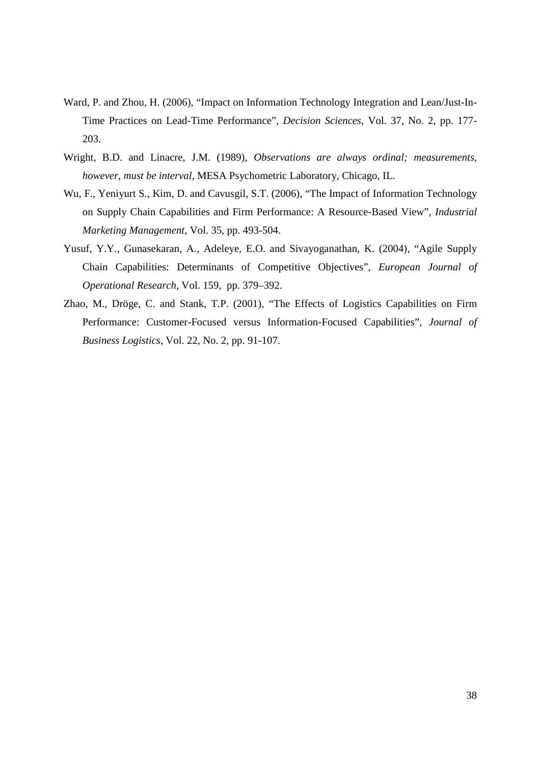Ward, P. and Zhou, H. (2006), "Impact on Information Technology Integration and Lean/Just-In-Time Practices on Lead-Time Performance", *Decision Sciences*, Vol. 37, No. 2, pp. 177-203.

Wright, B.D. and Linacre, J.M. (1989), *Observations are always ordinal; measurements, however, must be interval*, MESA Psychometric Laboratory, Chicago, IL.

Wu, F., Yeniyurt S., Kim, D. and Cavusgil, S.T. (2006), "The Impact of Information Technology on Supply Chain Capabilities and Firm Performance: A Resource-Based View", *Industrial Marketing Management*, Vol. 35, pp. 493-504.

Yusuf, Y.Y., Gunasekaran, A., Adeleye, E.O. and Sivayoganathan, K. (2004), "Agile Supply Chain Capabilities: Determinants of Competitive Objectives", *European Journal of Operational Research*, Vol. 159, pp. 379–392.

Zhao, M., Dröge, C. and Stank, T.P. (2001), "The Effects of Logistics Capabilities on Firm Performance: Customer-Focused versus Information-Focused Capabilities", *Journal of Business Logistics*, Vol. 22, No. 2, pp. 91-107.